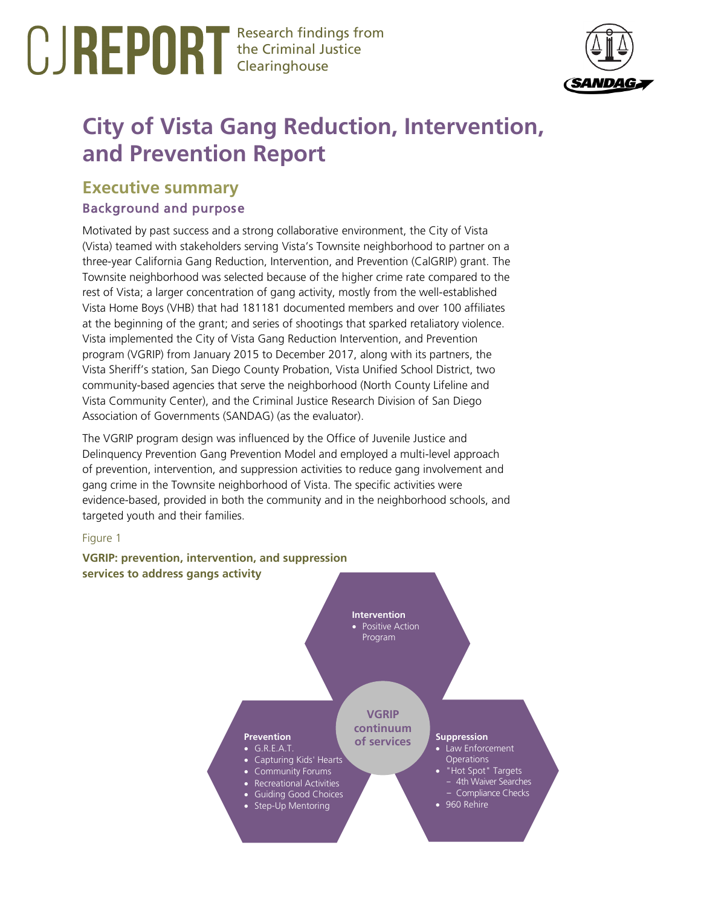# CJREPORT Research findings from the Criminal Justice Clearinghouse

SANDAG

# City of Vista Gang Reduction, Intervention, and Prevention Report

## Executive summary

### Background and purpose

Motivated by past success and a strong collaborative environment, the City of Vista (Vista) teamed with stakeholders serving Vista's Townsite neighborhood to partner on a three-year California Gang Reduction, Intervention, and Prevention (CalGRIP) grant. The Townsite neighborhood was selected because of the higher crime rate compared to the rest of Vista; a larger concentration of gang activity, mostly from the well-established Vista Home Boys (VHB) that had 181181 documented members and over 100 affiliates at the beginning of the grant; and series of shootings that sparked retaliatory violence. Vista implemented the City of Vista Gang Reduction Intervention, and Prevention program (VGRIP) from January 2015 to December 2017, along with its partners, the Vista Sheriff's station, San Diego County Probation, Vista Unified School District, two community-based agencies that serve the neighborhood (North County Lifeline and Vista Community Center), and the Criminal Justice Research Division of San Diego Association of Governments (SANDAG) (as the evaluator).

The VGRIP program design was influenced by the Office of Juvenile Justice and Delinquency Prevention Gang Prevention Model and employed a multi-level approach of prevention, intervention, and suppression activities to reduce gang involvement and gang crime in the Townsite neighborhood of Vista. The specific activities were evidence-based, provided in both the community and in the neighborhood schools, and targeted youth and their families.

Figure 1

**VGRIP: prevention, intervention, and suppression services to address gangs activity**

**VGRIP continuum of services**

**Intervention**
- Positive Action Program

**Prevention**
- G.R.E.A.T.
- Capturing Kids' Hearts
- Community Forums
- Recreational Activities
- Guiding Good Choices
- Step-Up Mentoring

**Suppression**
- Law Enforcement Operations
- "Hot Spot" Targets
  - 4th Waiver Searches
  - Compliance Checks
- 960 Rehire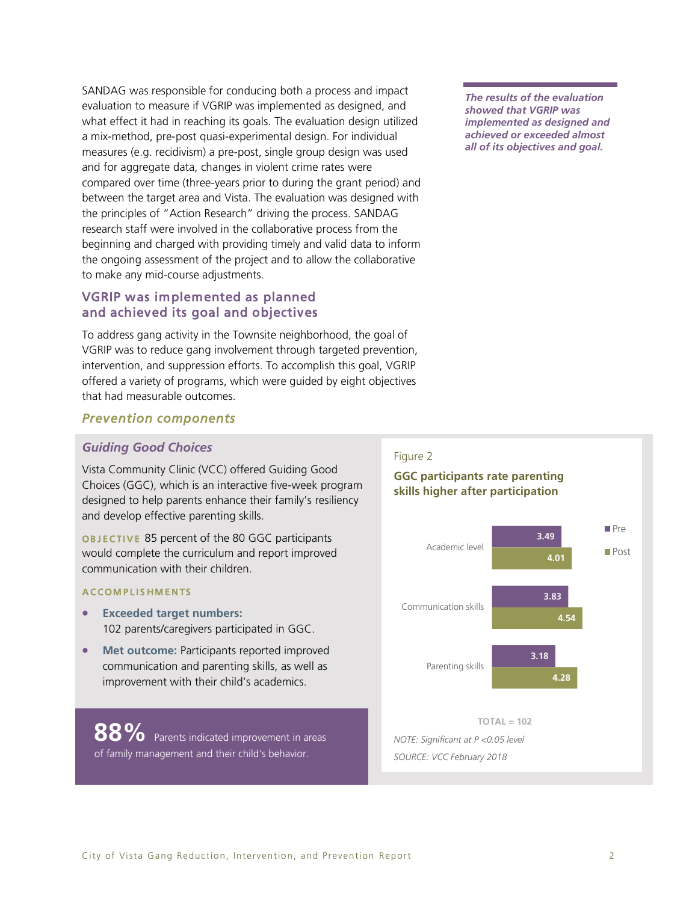SANDAG was responsible for conducing both a process and impact evaluation to measure if VGRIP was implemented as designed, and what effect it had in reaching its goals. The evaluation design utilized a mix-method, pre-post quasi-experimental design. For individual measures (e.g. recidivism) a pre-post, single group design was used and for aggregate data, changes in violent crime rates were compared over time (three-years prior to during the grant period) and between the target area and Vista. The evaluation was designed with the principles of "Action Research" driving the process. SANDAG research staff were involved in the collaborative process from the beginning and charged with providing timely and valid data to inform the ongoing assessment of the project and to allow the collaborative to make any mid-course adjustments.

***The results of the evaluation showed that VGRIP was implemented as designed and achieved or exceeded almost all of its objectives and goal.***

## VGRIP was implemented as planned and achieved its goal and objectives

To address gang activity in the Townsite neighborhood, the goal of VGRIP was to reduce gang involvement through targeted prevention, intervention, and suppression efforts. To accomplish this goal, VGRIP offered a variety of programs, which were guided by eight objectives that had measurable outcomes.

### *Prevention components*

#### *Guiding Good Choices*

Vista Community Clinic (VCC) offered Guiding Good Choices (GGC), which is an interactive five-week program designed to help parents enhance their family's resiliency and develop effective parenting skills.

**OBJECTIVE** 85 percent of the 80 GGC participants would complete the curriculum and report improved communication with their children.

**ACCOMPLISHMENTS**

- **Exceeded target numbers:** 102 parents/caregivers participated in GGC.
- **Met outcome:** Participants reported improved communication and parenting skills, as well as improvement with their child's academics.

**88%** Parents indicated improvement in areas of family management and their child's behavior.

Figure 2

**GGC participants rate parenting skills higher after participation**

| | Pre | Post |
|---|---|---|
| Academic level | 3.49 | 4.01 |
| Communication skills | 3.83 | 4.54 |
| Parenting skills | 3.18 | 4.28 |

TOTAL = 102

*NOTE: Significant at P <0.05 level*

*SOURCE: VCC February 2018*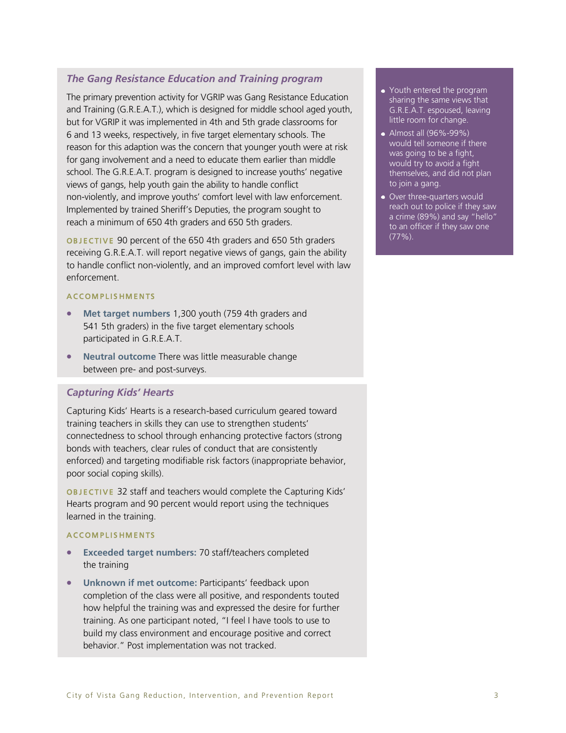### *The Gang Resistance Education and Training program*

The primary prevention activity for VGRIP was Gang Resistance Education and Training (G.R.E.A.T.), which is designed for middle school aged youth, but for VGRIP it was implemented in 4th and 5th grade classrooms for 6 and 13 weeks, respectively, in five target elementary schools. The reason for this adaption was the concern that younger youth were at risk for gang involvement and a need to educate them earlier than middle school. The G.R.E.A.T. program is designed to increase youths' negative views of gangs, help youth gain the ability to handle conflict non-violently, and improve youths' comfort level with law enforcement. Implemented by trained Sheriff's Deputies, the program sought to reach a minimum of 650 4th graders and 650 5th graders.

**OBJECTIVE** 90 percent of the 650 4th graders and 650 5th graders receiving G.R.E.A.T. will report negative views of gangs, gain the ability to handle conflict non-violently, and an improved comfort level with law enforcement.

**ACCOMPLISHMENTS**

- **Met target numbers** 1,300 youth (759 4th graders and 541 5th graders) in the five target elementary schools participated in G.R.E.A.T.
- **Neutral outcome** There was little measurable change between pre- and post-surveys.

- Youth entered the program sharing the same views that G.R.E.A.T. espoused, leaving little room for change.
- Almost all (96%-99%) would tell someone if there was going to be a fight, would try to avoid a fight themselves, and did not plan to join a gang.
- Over three-quarters would reach out to police if they saw a crime (89%) and say "hello" to an officer if they saw one (77%).

### *Capturing Kids' Hearts*

Capturing Kids' Hearts is a research-based curriculum geared toward training teachers in skills they can use to strengthen students' connectedness to school through enhancing protective factors (strong bonds with teachers, clear rules of conduct that are consistently enforced) and targeting modifiable risk factors (inappropriate behavior, poor social coping skills).

**OBJECTIVE** 32 staff and teachers would complete the Capturing Kids' Hearts program and 90 percent would report using the techniques learned in the training.

**ACCOMPLISHMENTS**

- **Exceeded target numbers:** 70 staff/teachers completed the training
- **Unknown if met outcome:** Participants' feedback upon completion of the class were all positive, and respondents touted how helpful the training was and expressed the desire for further training. As one participant noted, "I feel I have tools to use to build my class environment and encourage positive and correct behavior." Post implementation was not tracked.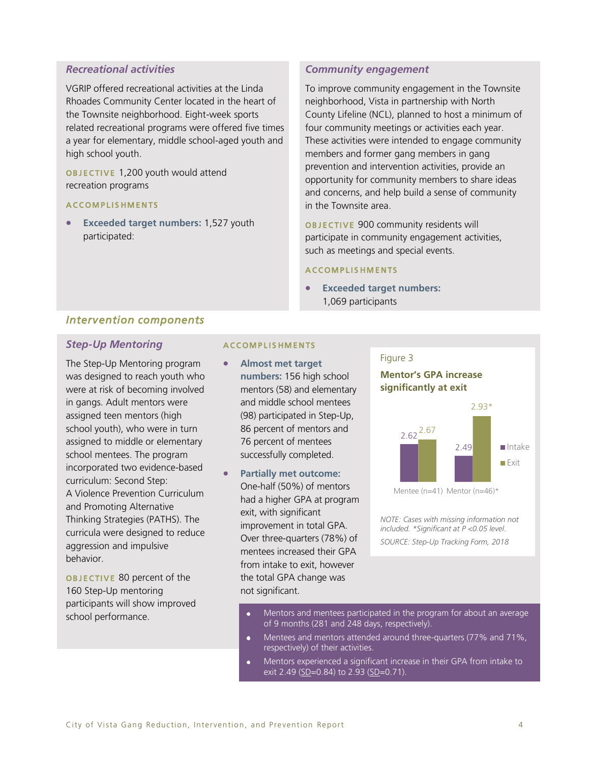### *Recreational activities*

VGRIP offered recreational activities at the Linda Rhoades Community Center located in the heart of the Townsite neighborhood. Eight-week sports related recreational programs were offered five times a year for elementary, middle school-aged youth and high school youth.

**OBJECTIVE** 1,200 youth would attend recreation programs

**ACCOMPLISHMENTS**

- **Exceeded target numbers:** 1,527 youth participated:

### *Community engagement*

To improve community engagement in the Townsite neighborhood, Vista in partnership with North County Lifeline (NCL), planned to host a minimum of four community meetings or activities each year. These activities were intended to engage community members and former gang members in gang prevention and intervention activities, provide an opportunity for community members to share ideas and concerns, and help build a sense of community in the Townsite area.

**OBJECTIVE** 900 community residents will participate in community engagement activities, such as meetings and special events.

**ACCOMPLISHMENTS**

- **Exceeded target numbers:** 1,069 participants

## *Intervention components*

### *Step-Up Mentoring*

The Step-Up Mentoring program was designed to reach youth who were at risk of becoming involved in gangs. Adult mentors were assigned teen mentors (high school youth), who were in turn assigned to middle or elementary school mentees. The program incorporated two evidence-based curriculum: Second Step: A Violence Prevention Curriculum and Promoting Alternative Thinking Strategies (PATHS). The curricula were designed to reduce aggression and impulsive behavior.

**OBJECTIVE** 80 percent of the 160 Step-Up mentoring participants will show improved school performance.

**ACCOMPLISHMENTS**

- **Almost met target numbers:** 156 high school mentors (58) and elementary and middle school mentees (98) participated in Step-Up, 86 percent of mentors and 76 percent of mentees successfully completed.
- **Partially met outcome:** One-half (50%) of mentors had a higher GPA at program exit, with significant improvement in total GPA. Over three-quarters (78%) of mentees increased their GPA from intake to exit, however the total GPA change was not significant.

Figure 3

**Mentor's GPA increase significantly at exit**

| | Intake | Exit |
|---|---|---|
| Mentee (n=41) | 2.62 | 2.67 |
| Mentor (n=46)* | 2.49 | 2.93* |

*NOTE: Cases with missing information not included. *Significant at P <0.05 level.*

*SOURCE: Step-Up Tracking Form, 2018*

- Mentors and mentees participated in the program for about an average of 9 months (281 and 248 days, respectively).
- Mentees and mentors attended around three-quarters (77% and 71%, respectively) of their activities.
- Mentors experienced a significant increase in their GPA from intake to exit 2.49 (SD=0.84) to 2.93 (SD=0.71).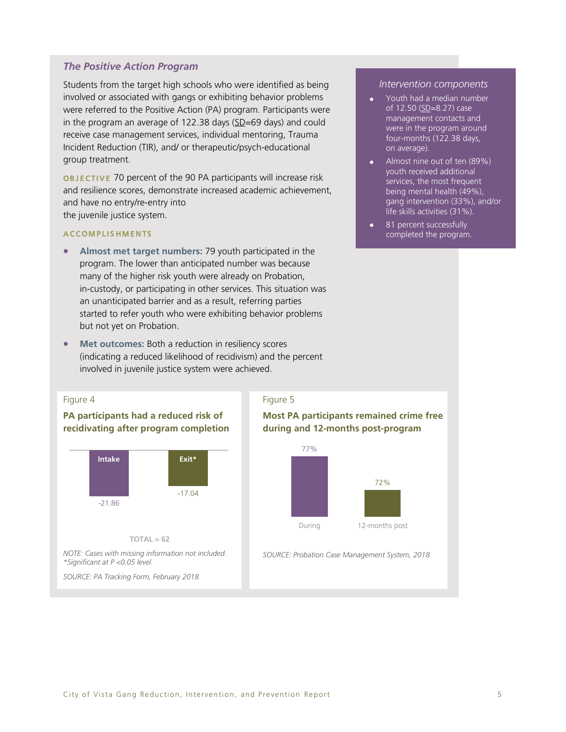### *The Positive Action Program*

Students from the target high schools who were identified as being involved or associated with gangs or exhibiting behavior problems were referred to the Positive Action (PA) program. Participants were in the program an average of 122.38 days (SD=69 days) and could receive case management services, individual mentoring, Trauma Incident Reduction (TIR), and/ or therapeutic/psych-educational group treatment.

**OBJECTIVE** 70 percent of the 90 PA participants will increase risk and resilience scores, demonstrate increased academic achievement, and have no entry/re-entry into the juvenile justice system.

**ACCOMPLISHMENTS**

- **Almost met target numbers:** 79 youth participated in the program. The lower than anticipated number was because many of the higher risk youth were already on Probation, in-custody, or participating in other services. This situation was an unanticipated barrier and as a result, referring parties started to refer youth who were exhibiting behavior problems but not yet on Probation.
- **Met outcomes:** Both a reduction in resiliency scores (indicating a reduced likelihood of recidivism) and the percent involved in juvenile justice system were achieved.

*Intervention components*

- Youth had a median number of 12.50 (SD=8.27) case management contacts and were in the program around four-months (122.38 days, on average).
- Almost nine out of ten (89%) youth received additional services, the most frequent being mental health (49%), gang intervention (33%), and/or life skills activities (31%).
- 81 percent successfully completed the program.

Figure 4

**PA participants had a reduced risk of recidivating after program completion**

| | Intake | Exit* |
|---|---|---|
| Score | -21.86 | -17.04 |

TOTAL = 62

*NOTE: Cases with missing information not included.*
*\*Significant at P <0.05 level.*

*SOURCE: PA Tracking Form, February 2018*

Figure 5

**Most PA participants remained crime free during and 12-months post-program**

| During | 12-months post |
|---|---|
| 77% | 72% |

*SOURCE: Probation Case Management System, 2018*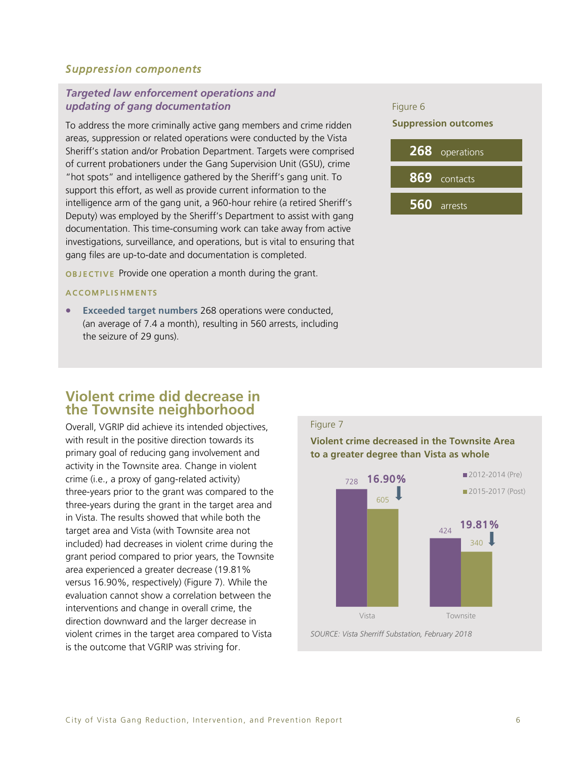### *Suppression components*

#### *Targeted law enforcement operations and updating of gang documentation*

To address the more criminally active gang members and crime ridden areas, suppression or related operations were conducted by the Vista Sheriff's station and/or Probation Department. Targets were comprised of current probationers under the Gang Supervision Unit (GSU), crime "hot spots" and intelligence gathered by the Sheriff's gang unit. To support this effort, as well as provide current information to the intelligence arm of the gang unit, a 960-hour rehire (a retired Sheriff's Deputy) was employed by the Sheriff's Department to assist with gang documentation. This time-consuming work can take away from active investigations, surveillance, and operations, but is vital to ensuring that gang files are up-to-date and documentation is completed.

**OBJECTIVE** Provide one operation a month during the grant.

**ACCOMPLISHMENTS**

- **Exceeded target numbers** 268 operations were conducted, (an average of 7.4 a month), resulting in 560 arrests, including the seizure of 29 guns).

Figure 6

**Suppression outcomes**

- **268** operations
- **869** contacts
- **560** arrests

## Violent crime did decrease in the Townsite neighborhood

Overall, VGRIP did achieve its intended objectives, with result in the positive direction towards its primary goal of reducing gang involvement and activity in the Townsite area. Change in violent crime (i.e., a proxy of gang-related activity) three-years prior to the grant was compared to the three-years during the grant in the target area and in Vista. The results showed that while both the target area and Vista (with Townsite area not included) had decreases in violent crime during the grant period compared to prior years, the Townsite area experienced a greater decrease (19.81% versus 16.90%, respectively) (Figure 7). While the evaluation cannot show a correlation between the interventions and change in overall crime, the direction downward and the larger decrease in violent crimes in the target area compared to Vista is the outcome that VGRIP was striving for.

Figure 7

**Violent crime decreased in the Townsite Area to a greater degree than Vista as whole**

| | 2012-2014 (Pre) | 2015-2017 (Post) | Decrease |
|---|---|---|---|
| Vista | 728 | 605 | 16.90% |
| Townsite | 424 | 340 | 19.81% |

*SOURCE: Vista Sherriff Substation, February 2018*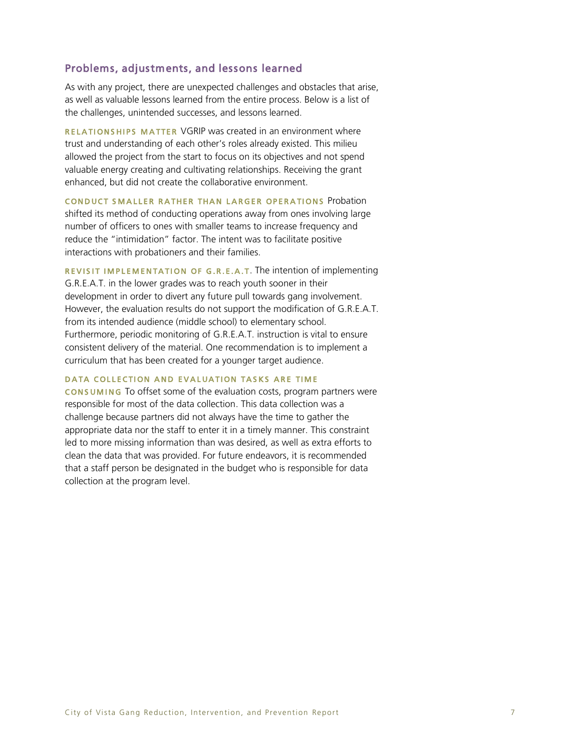## Problems, adjustments, and lessons learned

As with any project, there are unexpected challenges and obstacles that arise, as well as valuable lessons learned from the entire process. Below is a list of the challenges, unintended successes, and lessons learned.

**RELATIONSHIPS MATTER** VGRIP was created in an environment where trust and understanding of each other's roles already existed. This milieu allowed the project from the start to focus on its objectives and not spend valuable energy creating and cultivating relationships. Receiving the grant enhanced, but did not create the collaborative environment.

**CONDUCT SMALLER RATHER THAN LARGER OPERATIONS** Probation shifted its method of conducting operations away from ones involving large number of officers to ones with smaller teams to increase frequency and reduce the "intimidation" factor. The intent was to facilitate positive interactions with probationers and their families.

**REVISIT IMPLEMENTATION OF G.R.E.A.T**. The intention of implementing G.R.E.A.T. in the lower grades was to reach youth sooner in their development in order to divert any future pull towards gang involvement. However, the evaluation results do not support the modification of G.R.E.A.T. from its intended audience (middle school) to elementary school. Furthermore, periodic monitoring of G.R.E.A.T. instruction is vital to ensure consistent delivery of the material. One recommendation is to implement a curriculum that has been created for a younger target audience.

**DATA COLLECTION AND EVALUATION TASKS ARE TIME CONSUMING** To offset some of the evaluation costs, program partners were responsible for most of the data collection. This data collection was a challenge because partners did not always have the time to gather the appropriate data nor the staff to enter it in a timely manner. This constraint led to more missing information than was desired, as well as extra efforts to clean the data that was provided. For future endeavors, it is recommended that a staff person be designated in the budget who is responsible for data collection at the program level.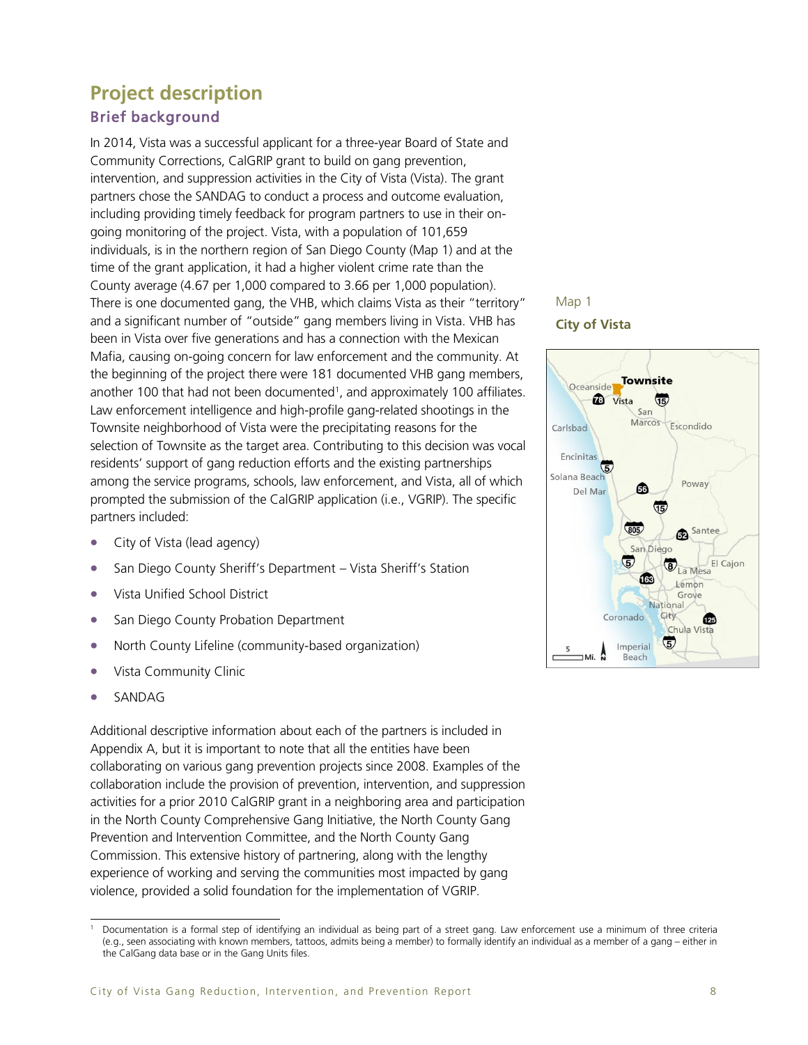# Project description

## Brief background

In 2014, Vista was a successful applicant for a three-year Board of State and Community Corrections, CalGRIP grant to build on gang prevention, intervention, and suppression activities in the City of Vista (Vista). The grant partners chose the SANDAG to conduct a process and outcome evaluation, including providing timely feedback for program partners to use in their on-going monitoring of the project. Vista, with a population of 101,659 individuals, is in the northern region of San Diego County (Map 1) and at the time of the grant application, it had a higher violent crime rate than the County average (4.67 per 1,000 compared to 3.66 per 1,000 population). There is one documented gang, the VHB, which claims Vista as their "territory" and a significant number of "outside" gang members living in Vista. VHB has been in Vista over five generations and has a connection with the Mexican Mafia, causing on-going concern for law enforcement and the community. At the beginning of the project there were 181 documented VHB gang members, another 100 that had not been documented[1], and approximately 100 affiliates. Law enforcement intelligence and high-profile gang-related shootings in the Townsite neighborhood of Vista were the precipitating reasons for the selection of Townsite as the target area. Contributing to this decision was vocal residents' support of gang reduction efforts and the existing partnerships among the service programs, schools, law enforcement, and Vista, all of which prompted the submission of the CalGRIP application (i.e., VGRIP). The specific partners included:

- City of Vista (lead agency)
- San Diego County Sheriff's Department – Vista Sheriff's Station
- Vista Unified School District
- San Diego County Probation Department
- North County Lifeline (community-based organization)
- Vista Community Clinic
- SANDAG

Map 1

**City of Vista**

Additional descriptive information about each of the partners is included in Appendix A, but it is important to note that all the entities have been collaborating on various gang prevention projects since 2008. Examples of the collaboration include the provision of prevention, intervention, and suppression activities for a prior 2010 CalGRIP grant in a neighboring area and participation in the North County Comprehensive Gang Initiative, the North County Gang Prevention and Intervention Committee, and the North County Gang Commission. This extensive history of partnering, along with the lengthy experience of working and serving the communities most impacted by gang violence, provided a solid foundation for the implementation of VGRIP.

---

[1] Documentation is a formal step of identifying an individual as being part of a street gang. Law enforcement use a minimum of three criteria (e.g., seen associating with known members, tattoos, admits being a member) to formally identify an individual as a member of a gang – either in the CalGang data base or in the Gang Units files.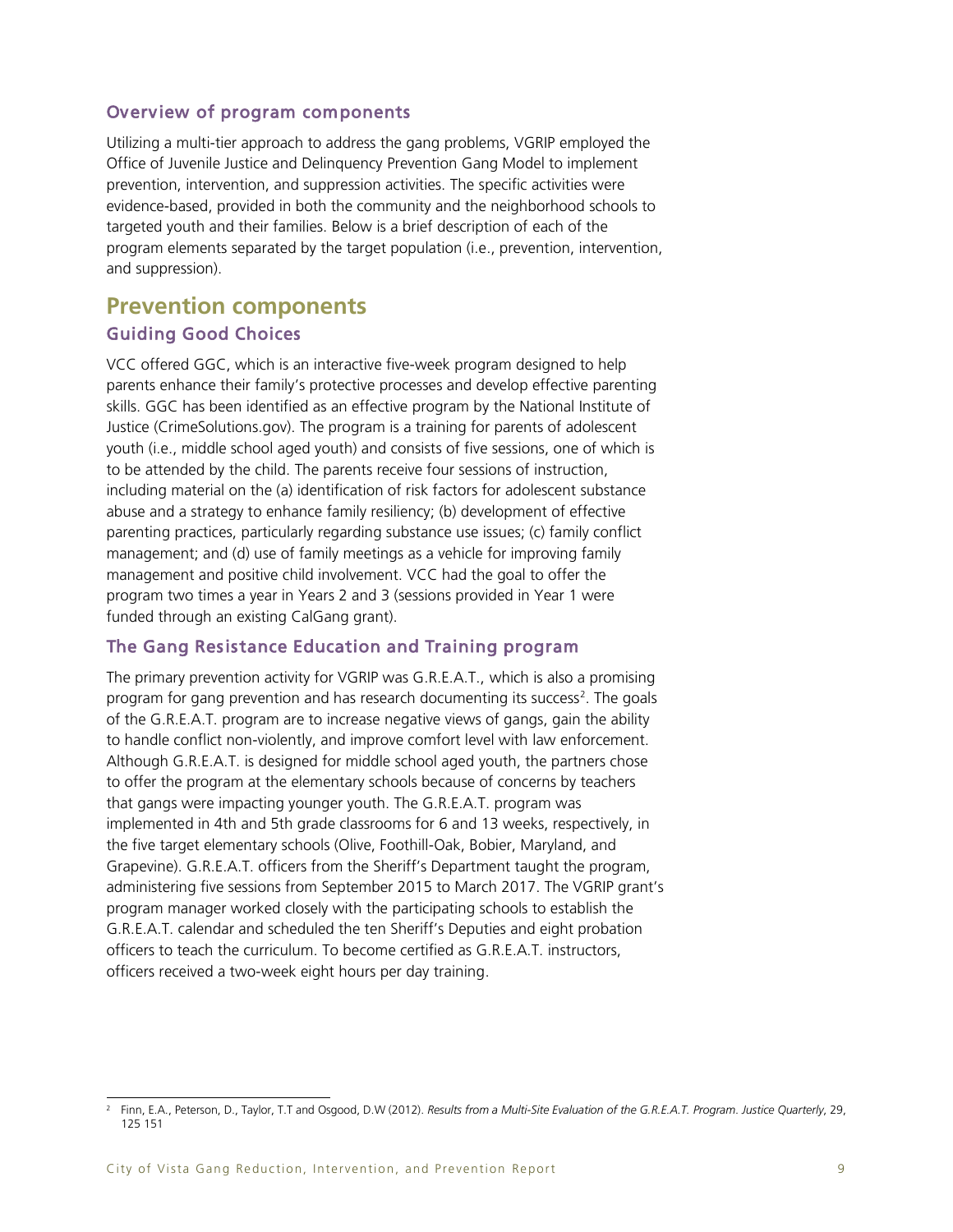### Overview of program components

Utilizing a multi-tier approach to address the gang problems, VGRIP employed the Office of Juvenile Justice and Delinquency Prevention Gang Model to implement prevention, intervention, and suppression activities. The specific activities were evidence-based, provided in both the community and the neighborhood schools to targeted youth and their families. Below is a brief description of each of the program elements separated by the target population (i.e., prevention, intervention, and suppression).

## Prevention components

### Guiding Good Choices

VCC offered GGC, which is an interactive five-week program designed to help parents enhance their family's protective processes and develop effective parenting skills. GGC has been identified as an effective program by the National Institute of Justice (CrimeSolutions.gov). The program is a training for parents of adolescent youth (i.e., middle school aged youth) and consists of five sessions, one of which is to be attended by the child. The parents receive four sessions of instruction, including material on the (a) identification of risk factors for adolescent substance abuse and a strategy to enhance family resiliency; (b) development of effective parenting practices, particularly regarding substance use issues; (c) family conflict management; and (d) use of family meetings as a vehicle for improving family management and positive child involvement. VCC had the goal to offer the program two times a year in Years 2 and 3 (sessions provided in Year 1 were funded through an existing CalGang grant).

### The Gang Resistance Education and Training program

The primary prevention activity for VGRIP was G.R.E.A.T., which is also a promising program for gang prevention and has research documenting its success[2]. The goals of the G.R.E.A.T. program are to increase negative views of gangs, gain the ability to handle conflict non-violently, and improve comfort level with law enforcement. Although G.R.E.A.T. is designed for middle school aged youth, the partners chose to offer the program at the elementary schools because of concerns by teachers that gangs were impacting younger youth. The G.R.E.A.T. program was implemented in 4th and 5th grade classrooms for 6 and 13 weeks, respectively, in the five target elementary schools (Olive, Foothill-Oak, Bobier, Maryland, and Grapevine). G.R.E.A.T. officers from the Sheriff's Department taught the program, administering five sessions from September 2015 to March 2017. The VGRIP grant's program manager worked closely with the participating schools to establish the G.R.E.A.T. calendar and scheduled the ten Sheriff's Deputies and eight probation officers to teach the curriculum. To become certified as G.R.E.A.T. instructors, officers received a two-week eight hours per day training.

[2] Finn, E.A., Peterson, D., Taylor, T.T and Osgood, D.W (2012). *Results from a Multi-Site Evaluation of the G.R.E.A.T. Program*. *Justice Quarterly*, 29, 125 151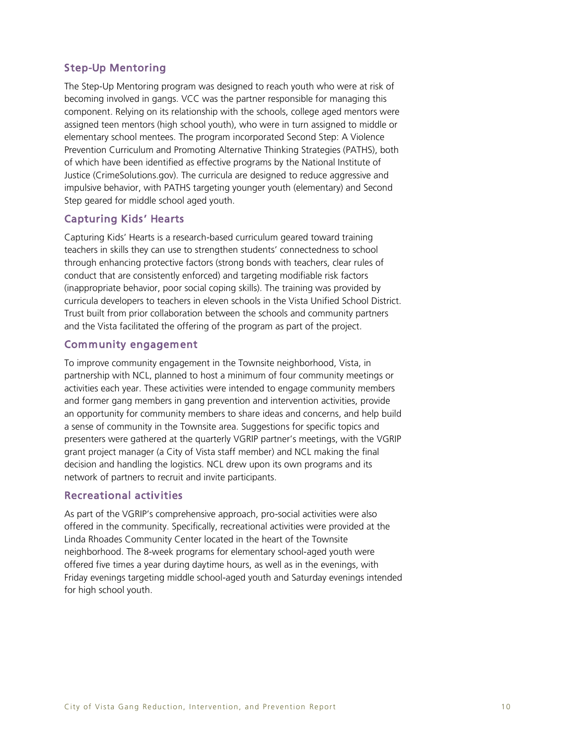## Step-Up Mentoring

The Step-Up Mentoring program was designed to reach youth who were at risk of becoming involved in gangs. VCC was the partner responsible for managing this component. Relying on its relationship with the schools, college aged mentors were assigned teen mentors (high school youth), who were in turn assigned to middle or elementary school mentees. The program incorporated Second Step: A Violence Prevention Curriculum and Promoting Alternative Thinking Strategies (PATHS), both of which have been identified as effective programs by the National Institute of Justice (CrimeSolutions.gov). The curricula are designed to reduce aggressive and impulsive behavior, with PATHS targeting younger youth (elementary) and Second Step geared for middle school aged youth.

## Capturing Kids' Hearts

Capturing Kids' Hearts is a research-based curriculum geared toward training teachers in skills they can use to strengthen students' connectedness to school through enhancing protective factors (strong bonds with teachers, clear rules of conduct that are consistently enforced) and targeting modifiable risk factors (inappropriate behavior, poor social coping skills). The training was provided by curricula developers to teachers in eleven schools in the Vista Unified School District. Trust built from prior collaboration between the schools and community partners and the Vista facilitated the offering of the program as part of the project.

## Community engagement

To improve community engagement in the Townsite neighborhood, Vista, in partnership with NCL, planned to host a minimum of four community meetings or activities each year. These activities were intended to engage community members and former gang members in gang prevention and intervention activities, provide an opportunity for community members to share ideas and concerns, and help build a sense of community in the Townsite area. Suggestions for specific topics and presenters were gathered at the quarterly VGRIP partner's meetings, with the VGRIP grant project manager (a City of Vista staff member) and NCL making the final decision and handling the logistics. NCL drew upon its own programs and its network of partners to recruit and invite participants.

## Recreational activities

As part of the VGRIP's comprehensive approach, pro-social activities were also offered in the community. Specifically, recreational activities were provided at the Linda Rhoades Community Center located in the heart of the Townsite neighborhood. The 8-week programs for elementary school-aged youth were offered five times a year during daytime hours, as well as in the evenings, with Friday evenings targeting middle school-aged youth and Saturday evenings intended for high school youth.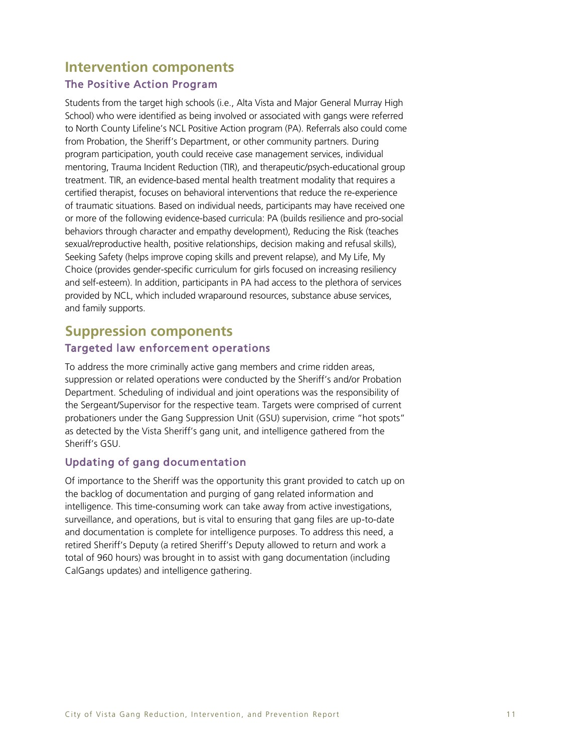## Intervention components

### The Positive Action Program

Students from the target high schools (i.e., Alta Vista and Major General Murray High School) who were identified as being involved or associated with gangs were referred to North County Lifeline's NCL Positive Action program (PA). Referrals also could come from Probation, the Sheriff's Department, or other community partners. During program participation, youth could receive case management services, individual mentoring, Trauma Incident Reduction (TIR), and therapeutic/psych-educational group treatment. TIR, an evidence-based mental health treatment modality that requires a certified therapist, focuses on behavioral interventions that reduce the re-experience of traumatic situations. Based on individual needs, participants may have received one or more of the following evidence-based curricula: PA (builds resilience and pro-social behaviors through character and empathy development), Reducing the Risk (teaches sexual/reproductive health, positive relationships, decision making and refusal skills), Seeking Safety (helps improve coping skills and prevent relapse), and My Life, My Choice (provides gender-specific curriculum for girls focused on increasing resiliency and self-esteem). In addition, participants in PA had access to the plethora of services provided by NCL, which included wraparound resources, substance abuse services, and family supports.

## Suppression components

### Targeted law enforcement operations

To address the more criminally active gang members and crime ridden areas, suppression or related operations were conducted by the Sheriff's and/or Probation Department. Scheduling of individual and joint operations was the responsibility of the Sergeant/Supervisor for the respective team. Targets were comprised of current probationers under the Gang Suppression Unit (GSU) supervision, crime "hot spots" as detected by the Vista Sheriff's gang unit, and intelligence gathered from the Sheriff's GSU.

### Updating of gang documentation

Of importance to the Sheriff was the opportunity this grant provided to catch up on the backlog of documentation and purging of gang related information and intelligence. This time-consuming work can take away from active investigations, surveillance, and operations, but is vital to ensuring that gang files are up-to-date and documentation is complete for intelligence purposes. To address this need, a retired Sheriff's Deputy (a retired Sheriff's Deputy allowed to return and work a total of 960 hours) was brought in to assist with gang documentation (including CalGangs updates) and intelligence gathering.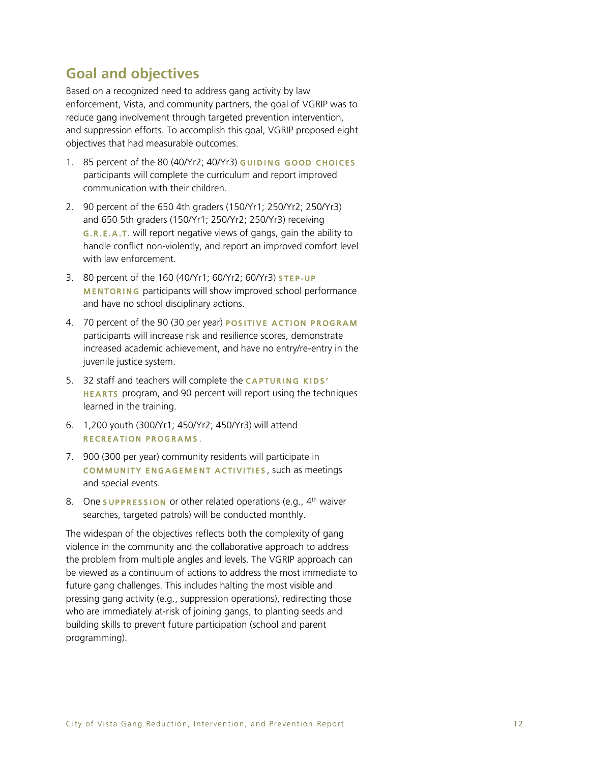## Goal and objectives

Based on a recognized need to address gang activity by law enforcement, Vista, and community partners, the goal of VGRIP was to reduce gang involvement through targeted prevention intervention, and suppression efforts. To accomplish this goal, VGRIP proposed eight objectives that had measurable outcomes.

1. 85 percent of the 80 (40/Yr2; 40/Yr3) **GUIDING GOOD CHOICES** participants will complete the curriculum and report improved communication with their children.
2. 90 percent of the 650 4th graders (150/Yr1; 250/Yr2; 250/Yr3) and 650 5th graders (150/Yr1; 250/Yr2; 250/Yr3) receiving **G.R.E.A.T.** will report negative views of gangs, gain the ability to handle conflict non-violently, and report an improved comfort level with law enforcement.
3. 80 percent of the 160 (40/Yr1; 60/Yr2; 60/Yr3) **STEP-UP MENTORING** participants will show improved school performance and have no school disciplinary actions.
4. 70 percent of the 90 (30 per year) **POSITIVE ACTION PROGRAM** participants will increase risk and resilience scores, demonstrate increased academic achievement, and have no entry/re-entry in the juvenile justice system.
5. 32 staff and teachers will complete the **CAPTURING KIDS' HEARTS** program, and 90 percent will report using the techniques learned in the training.
6. 1,200 youth (300/Yr1; 450/Yr2; 450/Yr3) will attend **RECREATION PROGRAMS**.
7. 900 (300 per year) community residents will participate in **COMMUNITY ENGAGEMENT ACTIVITIES**, such as meetings and special events.
8. One **SUPPRESSION** or other related operations (e.g., 4th waiver searches, targeted patrols) will be conducted monthly.

The widespan of the objectives reflects both the complexity of gang violence in the community and the collaborative approach to address the problem from multiple angles and levels. The VGRIP approach can be viewed as a continuum of actions to address the most immediate to future gang challenges. This includes halting the most visible and pressing gang activity (e.g., suppression operations), redirecting those who are immediately at-risk of joining gangs, to planting seeds and building skills to prevent future participation (school and parent programming).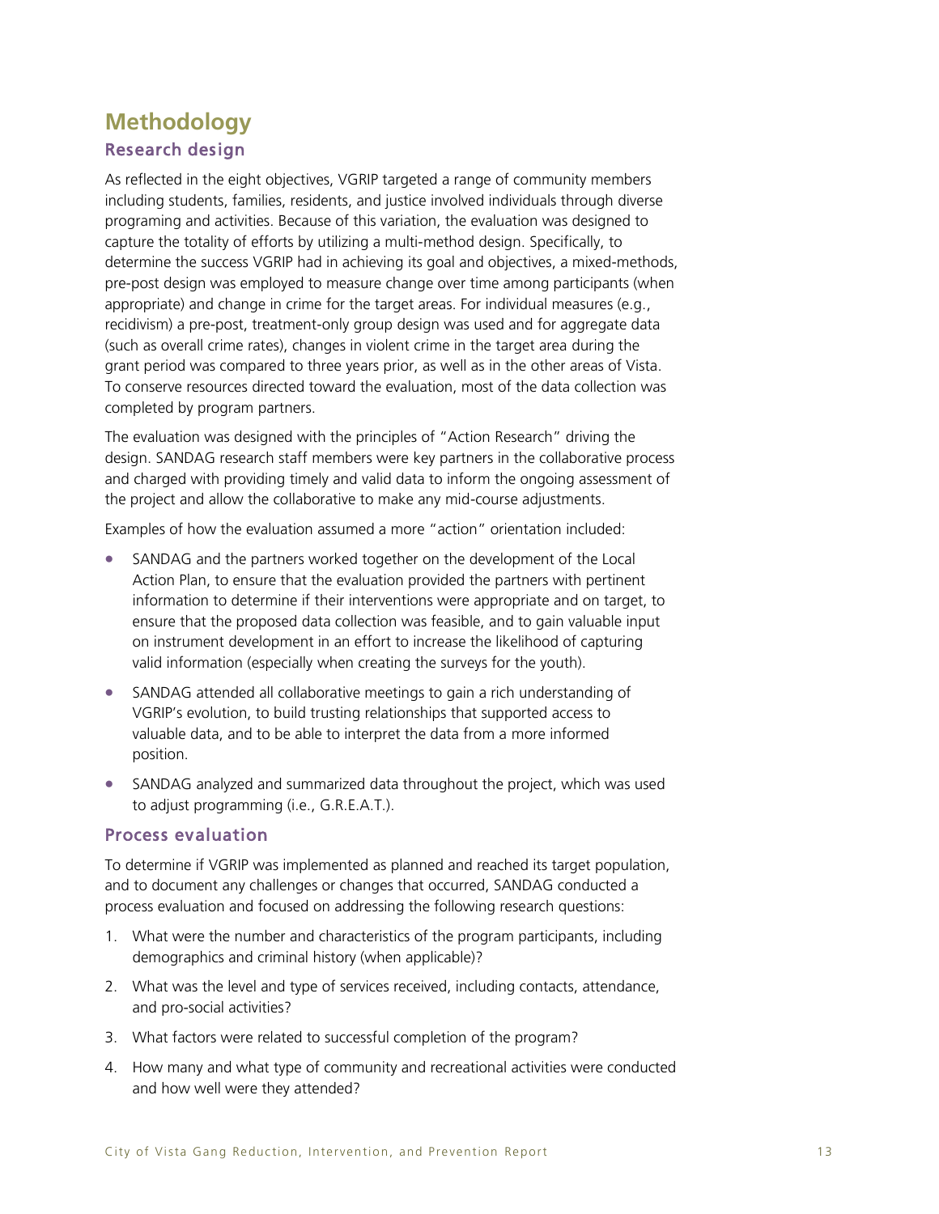# Methodology

## Research design

As reflected in the eight objectives, VGRIP targeted a range of community members including students, families, residents, and justice involved individuals through diverse programing and activities. Because of this variation, the evaluation was designed to capture the totality of efforts by utilizing a multi-method design. Specifically, to determine the success VGRIP had in achieving its goal and objectives, a mixed-methods, pre-post design was employed to measure change over time among participants (when appropriate) and change in crime for the target areas. For individual measures (e.g., recidivism) a pre-post, treatment-only group design was used and for aggregate data (such as overall crime rates), changes in violent crime in the target area during the grant period was compared to three years prior, as well as in the other areas of Vista. To conserve resources directed toward the evaluation, most of the data collection was completed by program partners.

The evaluation was designed with the principles of "Action Research" driving the design. SANDAG research staff members were key partners in the collaborative process and charged with providing timely and valid data to inform the ongoing assessment of the project and allow the collaborative to make any mid-course adjustments.

Examples of how the evaluation assumed a more "action" orientation included:

- SANDAG and the partners worked together on the development of the Local Action Plan, to ensure that the evaluation provided the partners with pertinent information to determine if their interventions were appropriate and on target, to ensure that the proposed data collection was feasible, and to gain valuable input on instrument development in an effort to increase the likelihood of capturing valid information (especially when creating the surveys for the youth).
- SANDAG attended all collaborative meetings to gain a rich understanding of VGRIP's evolution, to build trusting relationships that supported access to valuable data, and to be able to interpret the data from a more informed position.
- SANDAG analyzed and summarized data throughout the project, which was used to adjust programming (i.e., G.R.E.A.T.).

## Process evaluation

To determine if VGRIP was implemented as planned and reached its target population, and to document any challenges or changes that occurred, SANDAG conducted a process evaluation and focused on addressing the following research questions:

1. What were the number and characteristics of the program participants, including demographics and criminal history (when applicable)?
2. What was the level and type of services received, including contacts, attendance, and pro-social activities?
3. What factors were related to successful completion of the program?
4. How many and what type of community and recreational activities were conducted and how well were they attended?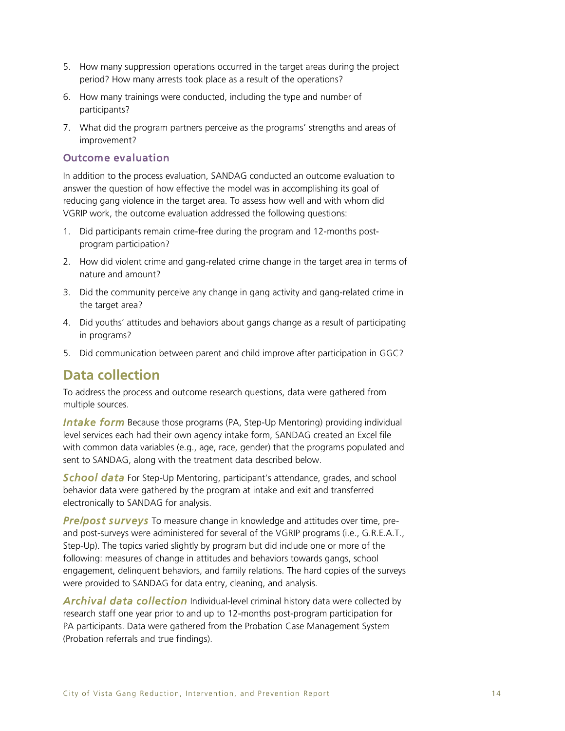5. How many suppression operations occurred in the target areas during the project period? How many arrests took place as a result of the operations?
6. How many trainings were conducted, including the type and number of participants?
7. What did the program partners perceive as the programs' strengths and areas of improvement?

### Outcome evaluation

In addition to the process evaluation, SANDAG conducted an outcome evaluation to answer the question of how effective the model was in accomplishing its goal of reducing gang violence in the target area. To assess how well and with whom did VGRIP work, the outcome evaluation addressed the following questions:

1. Did participants remain crime-free during the program and 12-months post-program participation?
2. How did violent crime and gang-related crime change in the target area in terms of nature and amount?
3. Did the community perceive any change in gang activity and gang-related crime in the target area?
4. Did youths' attitudes and behaviors about gangs change as a result of participating in programs?
5. Did communication between parent and child improve after participation in GGC?

## Data collection

To address the process and outcome research questions, data were gathered from multiple sources.

***Intake form*** Because those programs (PA, Step-Up Mentoring) providing individual level services each had their own agency intake form, SANDAG created an Excel file with common data variables (e.g., age, race, gender) that the programs populated and sent to SANDAG, along with the treatment data described below.

***School data*** For Step-Up Mentoring, participant's attendance, grades, and school behavior data were gathered by the program at intake and exit and transferred electronically to SANDAG for analysis.

***Pre/post surveys*** To measure change in knowledge and attitudes over time, pre- and post-surveys were administered for several of the VGRIP programs (i.e., G.R.E.A.T., Step-Up). The topics varied slightly by program but did include one or more of the following: measures of change in attitudes and behaviors towards gangs, school engagement, delinquent behaviors, and family relations. The hard copies of the surveys were provided to SANDAG for data entry, cleaning, and analysis.

***Archival data collection*** Individual-level criminal history data were collected by research staff one year prior to and up to 12-months post-program participation for PA participants. Data were gathered from the Probation Case Management System (Probation referrals and true findings).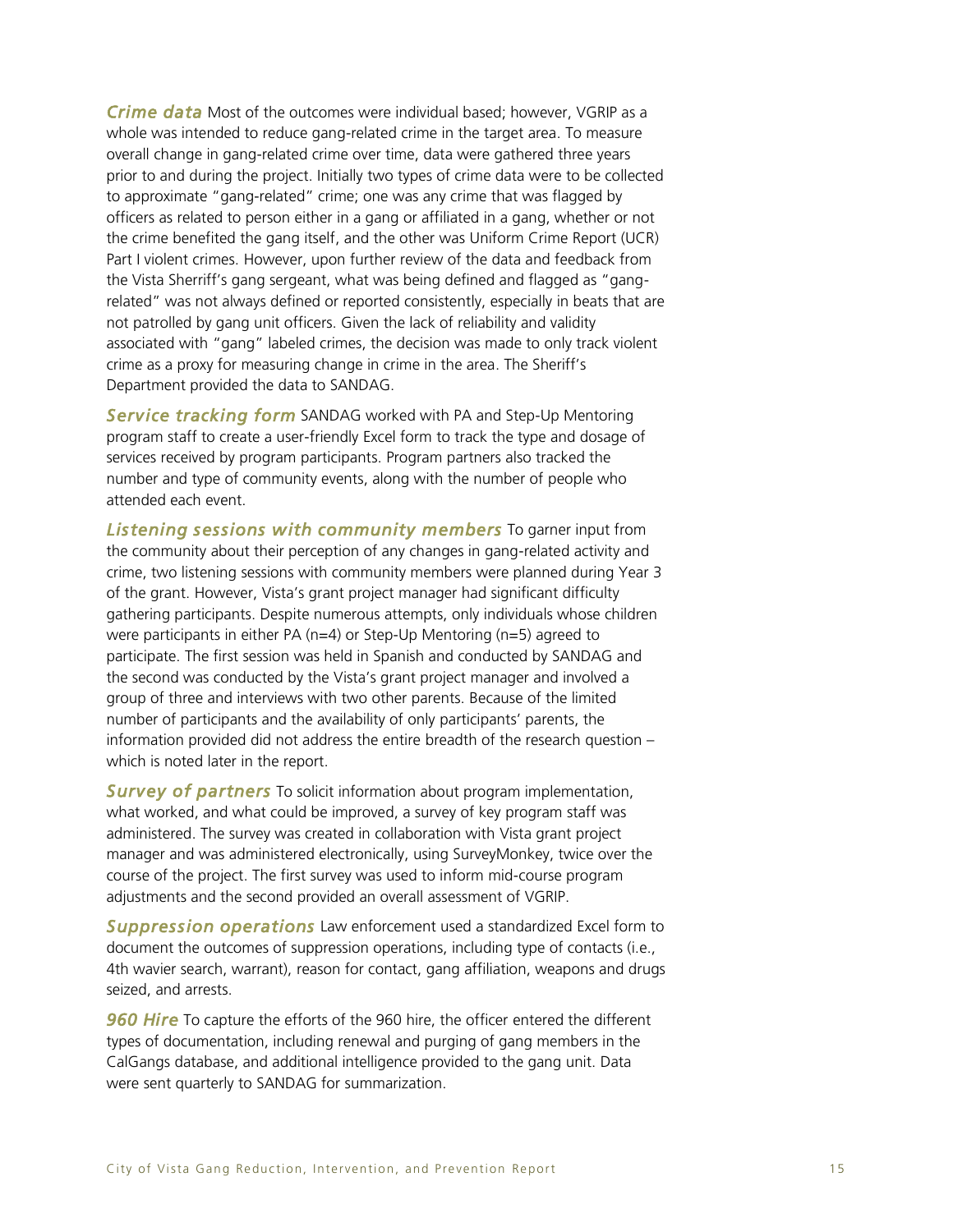***Crime data*** Most of the outcomes were individual based; however, VGRIP as a whole was intended to reduce gang-related crime in the target area. To measure overall change in gang-related crime over time, data were gathered three years prior to and during the project. Initially two types of crime data were to be collected to approximate "gang-related" crime; one was any crime that was flagged by officers as related to person either in a gang or affiliated in a gang, whether or not the crime benefited the gang itself, and the other was Uniform Crime Report (UCR) Part I violent crimes. However, upon further review of the data and feedback from the Vista Sherriff's gang sergeant, what was being defined and flagged as "gang-related" was not always defined or reported consistently, especially in beats that are not patrolled by gang unit officers. Given the lack of reliability and validity associated with "gang" labeled crimes, the decision was made to only track violent crime as a proxy for measuring change in crime in the area. The Sheriff's Department provided the data to SANDAG.

***Service tracking form*** SANDAG worked with PA and Step-Up Mentoring program staff to create a user-friendly Excel form to track the type and dosage of services received by program participants. Program partners also tracked the number and type of community events, along with the number of people who attended each event.

***Listening sessions with community members*** To garner input from the community about their perception of any changes in gang-related activity and crime, two listening sessions with community members were planned during Year 3 of the grant. However, Vista's grant project manager had significant difficulty gathering participants. Despite numerous attempts, only individuals whose children were participants in either PA (n=4) or Step-Up Mentoring (n=5) agreed to participate. The first session was held in Spanish and conducted by SANDAG and the second was conducted by the Vista's grant project manager and involved a group of three and interviews with two other parents. Because of the limited number of participants and the availability of only participants' parents, the information provided did not address the entire breadth of the research question – which is noted later in the report.

***Survey of partners*** To solicit information about program implementation, what worked, and what could be improved, a survey of key program staff was administered. The survey was created in collaboration with Vista grant project manager and was administered electronically, using SurveyMonkey, twice over the course of the project. The first survey was used to inform mid-course program adjustments and the second provided an overall assessment of VGRIP.

***Suppression operations*** Law enforcement used a standardized Excel form to document the outcomes of suppression operations, including type of contacts (i.e., 4th wavier search, warrant), reason for contact, gang affiliation, weapons and drugs seized, and arrests.

***960 Hire*** To capture the efforts of the 960 hire, the officer entered the different types of documentation, including renewal and purging of gang members in the CalGangs database, and additional intelligence provided to the gang unit. Data were sent quarterly to SANDAG for summarization.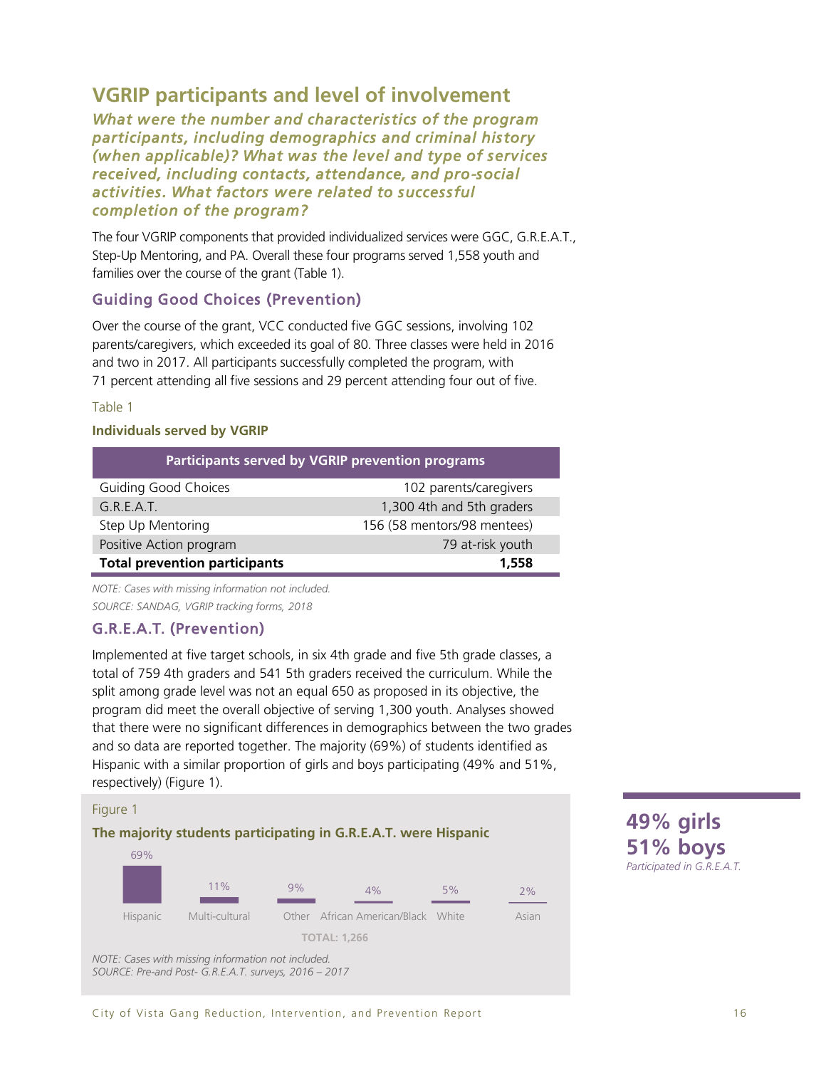## VGRIP participants and level of involvement

***What were the number and characteristics of the program participants, including demographics and criminal history (when applicable)? What was the level and type of services received, including contacts, attendance, and pro-social activities. What factors were related to successful completion of the program?***

The four VGRIP components that provided individualized services were GGC, G.R.E.A.T., Step-Up Mentoring, and PA. Overall these four programs served 1,558 youth and families over the course of the grant (Table 1).

### Guiding Good Choices (Prevention)

Over the course of the grant, VCC conducted five GGC sessions, involving 102 parents/caregivers, which exceeded its goal of 80. Three classes were held in 2016 and two in 2017. All participants successfully completed the program, with 71 percent attending all five sessions and 29 percent attending four out of five.

Table 1

**Individuals served by VGRIP**

| Participants served by VGRIP prevention programs | |
|---|---|
| Guiding Good Choices | 102 parents/caregivers |
| G.R.E.A.T. | 1,300 4th and 5th graders |
| Step Up Mentoring | 156 (58 mentors/98 mentees) |
| Positive Action program | 79 at-risk youth |
| **Total prevention participants** | **1,558** |

*NOTE: Cases with missing information not included.*
*SOURCE: SANDAG, VGRIP tracking forms, 2018*

### G.R.E.A.T. (Prevention)

Implemented at five target schools, in six 4th grade and five 5th grade classes, a total of 759 4th graders and 541 5th graders received the curriculum. While the split among grade level was not an equal 650 as proposed in its objective, the program did meet the overall objective of serving 1,300 youth. Analyses showed that there were no significant differences in demographics between the two grades and so data are reported together. The majority (69%) of students identified as Hispanic with a similar proportion of girls and boys participating (49% and 51%, respectively) (Figure 1).

Figure 1

**The majority students participating in G.R.E.A.T. were Hispanic**

| Hispanic | Multi-cultural | Other | African American/Black | White | Asian |
|---|---|---|---|---|---|
| 69% | 11% | 9% | 4% | 5% | 2% |

TOTAL: 1,266

*NOTE: Cases with missing information not included.*
*SOURCE: Pre-and Post- G.R.E.A.T. surveys, 2016 – 2017*

**49% girls**
**51% boys**
*Participated in G.R.E.A.T.*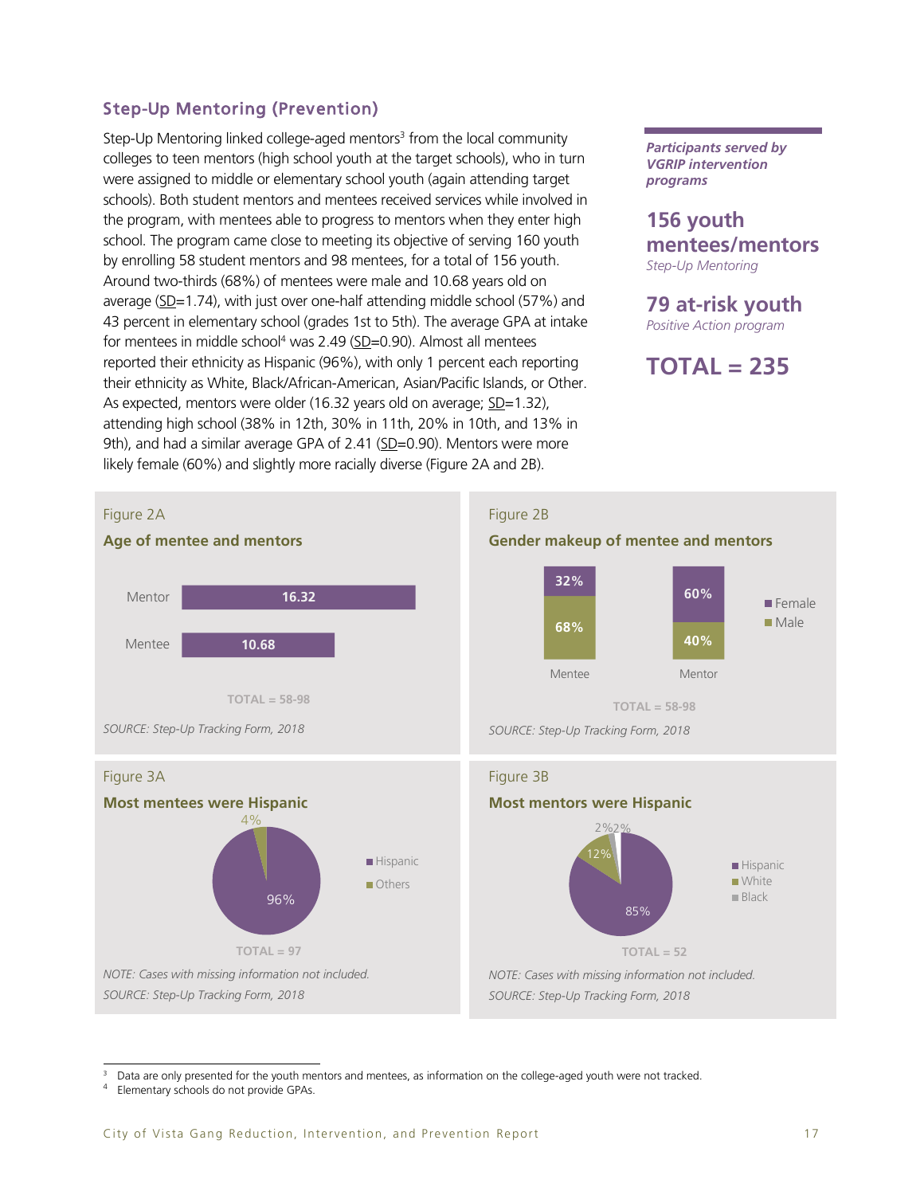## Step-Up Mentoring (Prevention)

Step-Up Mentoring linked college-aged mentors[3] from the local community colleges to teen mentors (high school youth at the target schools), who in turn were assigned to middle or elementary school youth (again attending target schools). Both student mentors and mentees received services while involved in the program, with mentees able to progress to mentors when they enter high school. The program came close to meeting its objective of serving 160 youth by enrolling 58 student mentors and 98 mentees, for a total of 156 youth. Around two-thirds (68%) of mentees were male and 10.68 years old on average (SD=1.74), with just over one-half attending middle school (57%) and 43 percent in elementary school (grades 1st to 5th). The average GPA at intake for mentees in middle school[4] was 2.49 (SD=0.90). Almost all mentees reported their ethnicity as Hispanic (96%), with only 1 percent each reporting their ethnicity as White, Black/African-American, Asian/Pacific Islands, or Other. As expected, mentors were older (16.32 years old on average; SD=1.32), attending high school (38% in 12th, 30% in 11th, 20% in 10th, and 13% in 9th), and had a similar average GPA of 2.41 (SD=0.90). Mentors were more likely female (60%) and slightly more racially diverse (Figure 2A and 2B).

***Participants served by VGRIP intervention programs***

**156 youth mentees/mentors**
*Step-Up Mentoring*

**79 at-risk youth**
*Positive Action program*

**TOTAL = 235**

Figure 2A

**Age of mentee and mentors**

| | Age |
|---|---|
| Mentor | 16.32 |
| Mentee | 10.68 |

TOTAL = 58-98

*SOURCE: Step-Up Tracking Form, 2018*

Figure 2B

**Gender makeup of mentee and mentors**

| | Female | Male |
|---|---|---|
| Mentee | 32% | 68% |
| Mentor | 60% | 40% |

TOTAL = 58-98

*SOURCE: Step-Up Tracking Form, 2018*

Figure 3A

**Most mentees were Hispanic**

| | % |
|---|---|
| Hispanic | 96% |
| Others | 4% |

TOTAL = 97

*NOTE: Cases with missing information not included.*

*SOURCE: Step-Up Tracking Form, 2018*

Figure 3B

**Most mentors were Hispanic**

| | % |
|---|---|
| Hispanic | 85% |
| White | 12% |
| Black | 2% |
| (unlabeled) | 2% |

TOTAL = 52

*NOTE: Cases with missing information not included.*

*SOURCE: Step-Up Tracking Form, 2018*

---

[3] Data are only presented for the youth mentors and mentees, as information on the college-aged youth were not tracked.

[4] Elementary schools do not provide GPAs.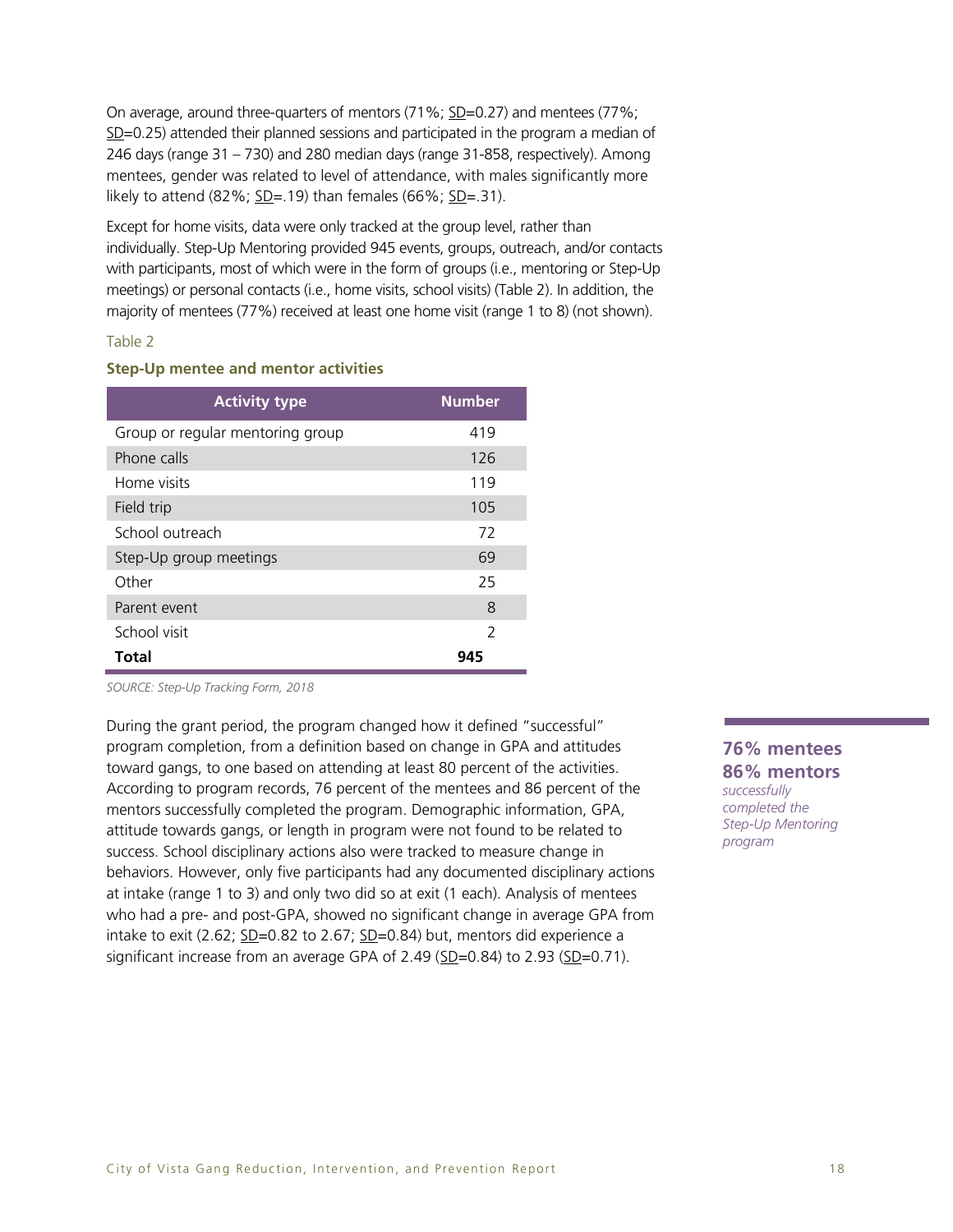On average, around three-quarters of mentors (71%; SD=0.27) and mentees (77%; SD=0.25) attended their planned sessions and participated in the program a median of 246 days (range 31 – 730) and 280 median days (range 31-858, respectively). Among mentees, gender was related to level of attendance, with males significantly more likely to attend (82%; SD=.19) than females (66%; SD=.31).

Except for home visits, data were only tracked at the group level, rather than individually. Step-Up Mentoring provided 945 events, groups, outreach, and/or contacts with participants, most of which were in the form of groups (i.e., mentoring or Step-Up meetings) or personal contacts (i.e., home visits, school visits) (Table 2). In addition, the majority of mentees (77%) received at least one home visit (range 1 to 8) (not shown).

Table 2

**Step-Up mentee and mentor activities**

| Activity type | Number |
|---|---|
| Group or regular mentoring group | 419 |
| Phone calls | 126 |
| Home visits | 119 |
| Field trip | 105 |
| School outreach | 72 |
| Step-Up group meetings | 69 |
| Other | 25 |
| Parent event | 8 |
| School visit | 2 |
| **Total** | **945** |

*SOURCE: Step-Up Tracking Form, 2018*

During the grant period, the program changed how it defined "successful" program completion, from a definition based on change in GPA and attitudes toward gangs, to one based on attending at least 80 percent of the activities. According to program records, 76 percent of the mentees and 86 percent of the mentors successfully completed the program. Demographic information, GPA, attitude towards gangs, or length in program were not found to be related to success. School disciplinary actions also were tracked to measure change in behaviors. However, only five participants had any documented disciplinary actions at intake (range 1 to 3) and only two did so at exit (1 each). Analysis of mentees who had a pre- and post-GPA, showed no significant change in average GPA from intake to exit (2.62; SD=0.82 to 2.67; SD=0.84) but, mentors did experience a significant increase from an average GPA of 2.49 (SD=0.84) to 2.93 (SD=0.71).

**76% mentees**
**86% mentors**
*successfully completed the Step-Up Mentoring program*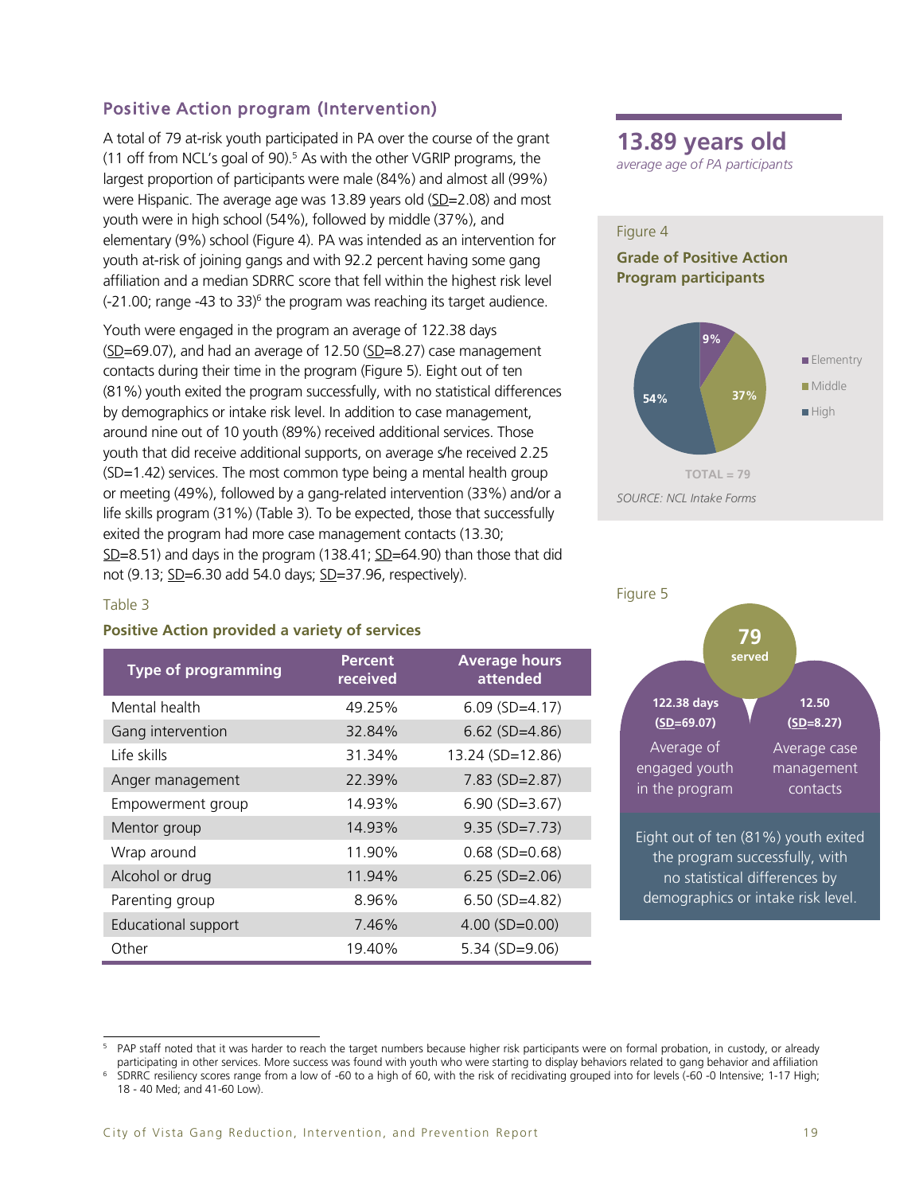## Positive Action program (Intervention)

A total of 79 at-risk youth participated in PA over the course of the grant (11 off from NCL's goal of 90).[5] As with the other VGRIP programs, the largest proportion of participants were male (84%) and almost all (99%) were Hispanic. The average age was 13.89 years old (SD=2.08) and most youth were in high school (54%), followed by middle (37%), and elementary (9%) school (Figure 4). PA was intended as an intervention for youth at-risk of joining gangs and with 92.2 percent having some gang affiliation and a median SDRRC score that fell within the highest risk level (-21.00; range -43 to 33)[6] the program was reaching its target audience.

Youth were engaged in the program an average of 122.38 days (SD=69.07), and had an average of 12.50 (SD=8.27) case management contacts during their time in the program (Figure 5). Eight out of ten (81%) youth exited the program successfully, with no statistical differences by demographics or intake risk level. In addition to case management, around nine out of 10 youth (89%) received additional services. Those youth that did receive additional supports, on average s/he received 2.25 (SD=1.42) services. The most common type being a mental health group or meeting (49%), followed by a gang-related intervention (33%) and/or a life skills program (31%) (Table 3). To be expected, those that successfully exited the program had more case management contacts (13.30; SD=8.51) and days in the program (138.41; SD=64.90) than those that did not (9.13; SD=6.30 add 54.0 days; SD=37.96, respectively).

Table 3

**Positive Action provided a variety of services**

| Type of programming | Percent received | Average hours attended |
|---|---|---|
| Mental health | 49.25% | 6.09 (SD=4.17) |
| Gang intervention | 32.84% | 6.62 (SD=4.86) |
| Life skills | 31.34% | 13.24 (SD=12.86) |
| Anger management | 22.39% | 7.83 (SD=2.87) |
| Empowerment group | 14.93% | 6.90 (SD=3.67) |
| Mentor group | 14.93% | 9.35 (SD=7.73) |
| Wrap around | 11.90% | 0.68 (SD=0.68) |
| Alcohol or drug | 11.94% | 6.25 (SD=2.06) |
| Parenting group | 8.96% | 6.50 (SD=4.82) |
| Educational support | 7.46% | 4.00 (SD=0.00) |
| Other | 19.40% | 5.34 (SD=9.06) |

**13.89 years old**
*average age of PA participants*

Figure 4

**Grade of Positive Action Program participants**

| Grade | Percent |
|---|---|
| Elementry | 9% |
| Middle | 37% |
| High | 54% |

TOTAL = 79

*SOURCE: NCL Intake Forms*

Figure 5

**79** served

**122.38 days (SD=69.07)** Average of engaged youth in the program

**12.50 (SD=8.27)** Average case management contacts

Eight out of ten (81%) youth exited the program successfully, with no statistical differences by demographics or intake risk level.

---

[5] PAP staff noted that it was harder to reach the target numbers because higher risk participants were on formal probation, in custody, or already participating in other services. More success was found with youth who were starting to display behaviors related to gang behavior and affiliation

[6] SDRRC resiliency scores range from a low of -60 to a high of 60, with the risk of recidivating grouped into for levels (-60 -0 Intensive; 1-17 High; 18 - 40 Med; and 41-60 Low).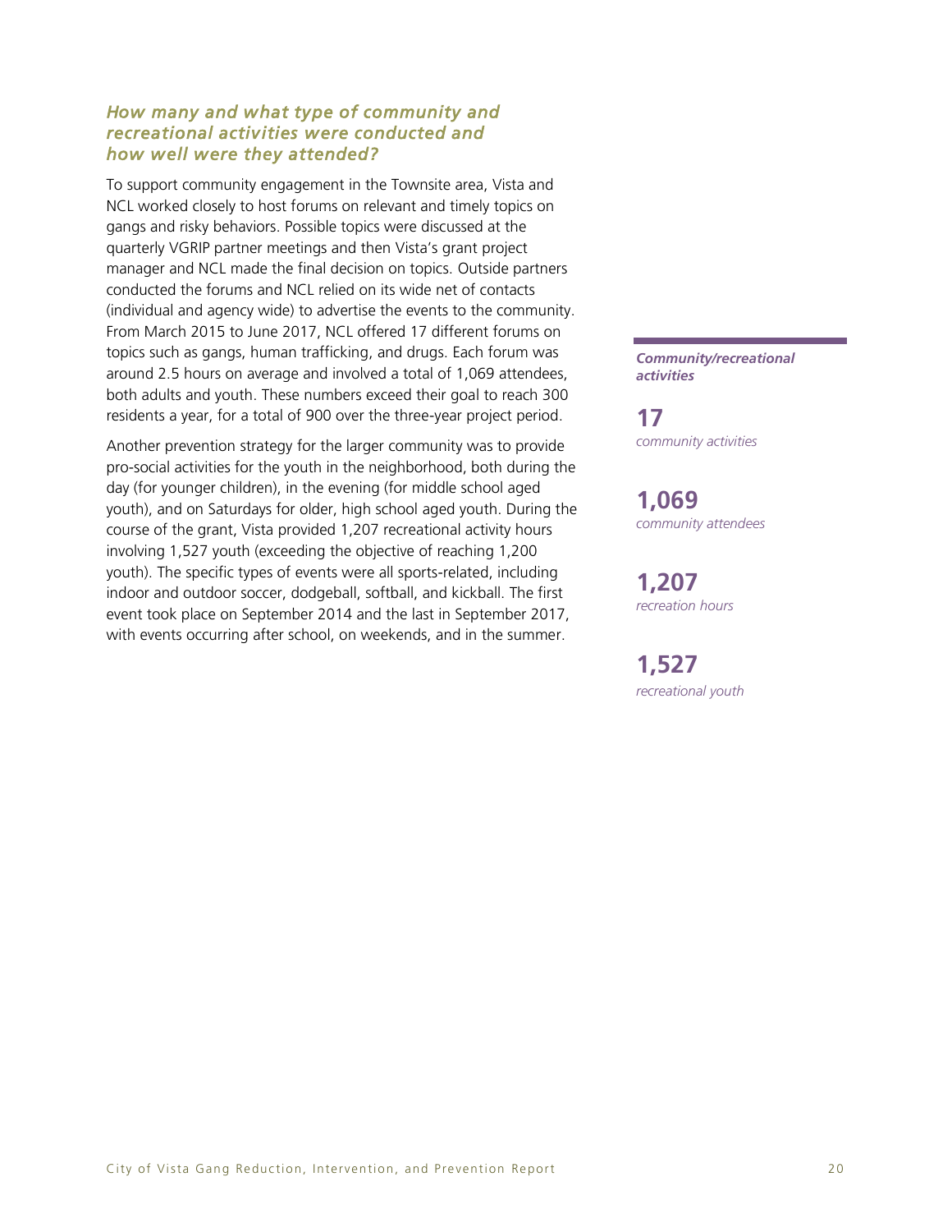### *How many and what type of community and recreational activities were conducted and how well were they attended?*

To support community engagement in the Townsite area, Vista and NCL worked closely to host forums on relevant and timely topics on gangs and risky behaviors. Possible topics were discussed at the quarterly VGRIP partner meetings and then Vista's grant project manager and NCL made the final decision on topics. Outside partners conducted the forums and NCL relied on its wide net of contacts (individual and agency wide) to advertise the events to the community. From March 2015 to June 2017, NCL offered 17 different forums on topics such as gangs, human trafficking, and drugs. Each forum was around 2.5 hours on average and involved a total of 1,069 attendees, both adults and youth. These numbers exceed their goal to reach 300 residents a year, for a total of 900 over the three-year project period.

Another prevention strategy for the larger community was to provide pro-social activities for the youth in the neighborhood, both during the day (for younger children), in the evening (for middle school aged youth), and on Saturdays for older, high school aged youth. During the course of the grant, Vista provided 1,207 recreational activity hours involving 1,527 youth (exceeding the objective of reaching 1,200 youth). The specific types of events were all sports-related, including indoor and outdoor soccer, dodgeball, softball, and kickball. The first event took place on September 2014 and the last in September 2017, with events occurring after school, on weekends, and in the summer.

***Community/recreational activities***

**17**
*community activities*

**1,069**
*community attendees*

**1,207**
*recreation hours*

**1,527**
*recreational youth*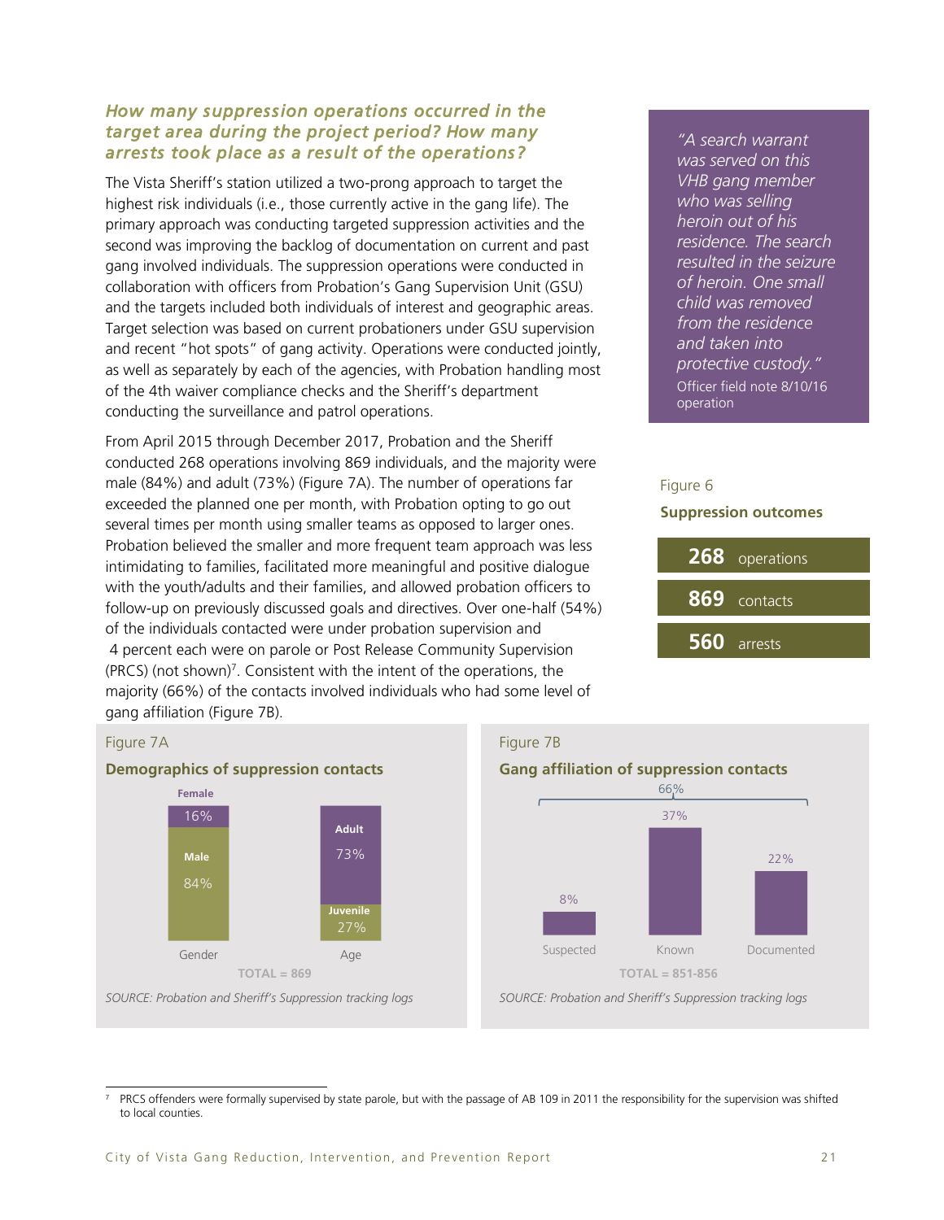### *How many suppression operations occurred in the target area during the project period? How many arrests took place as a result of the operations?*

The Vista Sheriff's station utilized a two-prong approach to target the highest risk individuals (i.e., those currently active in the gang life). The primary approach was conducting targeted suppression activities and the second was improving the backlog of documentation on current and past gang involved individuals. The suppression operations were conducted in collaboration with officers from Probation's Gang Supervision Unit (GSU) and the targets included both individuals of interest and geographic areas. Target selection was based on current probationers under GSU supervision and recent "hot spots" of gang activity. Operations were conducted jointly, as well as separately by each of the agencies, with Probation handling most of the 4th waiver compliance checks and the Sheriff's department conducting the surveillance and patrol operations.

From April 2015 through December 2017, Probation and the Sheriff conducted 268 operations involving 869 individuals, and the majority were male (84%) and adult (73%) (Figure 7A). The number of operations far exceeded the planned one per month, with Probation opting to go out several times per month using smaller teams as opposed to larger ones. Probation believed the smaller and more frequent team approach was less intimidating to families, facilitated more meaningful and positive dialogue with the youth/adults and their families, and allowed probation officers to follow-up on previously discussed goals and directives. Over one-half (54%) of the individuals contacted were under probation supervision and 4 percent each were on parole or Post Release Community Supervision (PRCS) (not shown)[7]. Consistent with the intent of the operations, the majority (66%) of the contacts involved individuals who had some level of gang affiliation (Figure 7B).

> *"A search warrant was served on this VHB gang member who was selling heroin out of his residence. The search resulted in the seizure of heroin. One small child was removed from the residence and taken into protective custody."*
> Officer field note 8/10/16 operation

Figure 6

**Suppression outcomes**

| | |
|---|---|
| **268** | operations |
| **869** | contacts |
| **560** | arrests |

Figure 7A

**Demographics of suppression contacts**

| | Gender | | Age |
|---|---|---|---|
| Female | 16% | Adult | 73% |
| Male | 84% | Juvenile | 27% |

TOTAL = 869

*SOURCE: Probation and Sheriff's Suppression tracking logs*

Figure 7B

**Gang affiliation of suppression contacts**

| Suspected | Known | Documented |
|---|---|---|
| 8% | 37% | 22% |

Total (all three): 66%

TOTAL = 851-856

*SOURCE: Probation and Sheriff's Suppression tracking logs*

---

7 PRCS offenders were formally supervised by state parole, but with the passage of AB 109 in 2011 the responsibility for the supervision was shifted to local counties.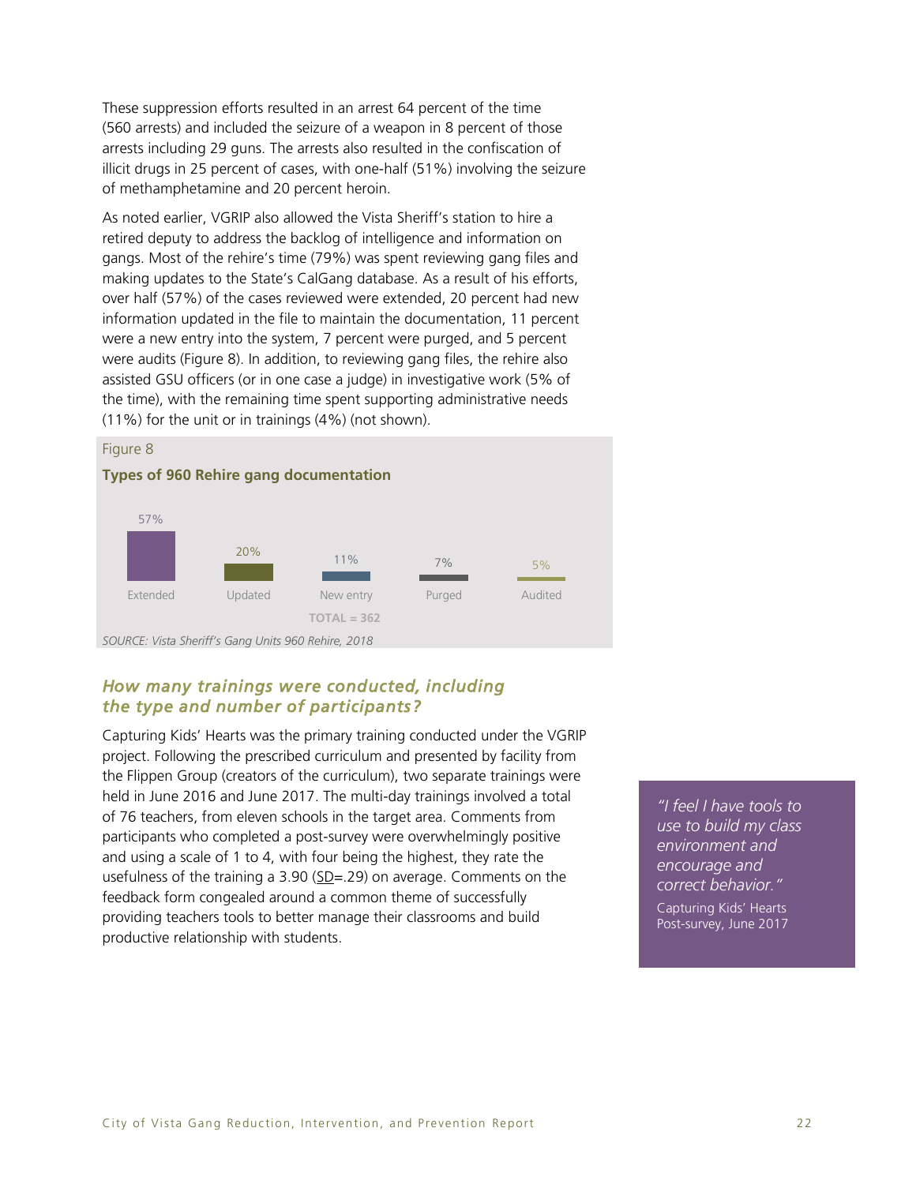These suppression efforts resulted in an arrest 64 percent of the time (560 arrests) and included the seizure of a weapon in 8 percent of those arrests including 29 guns. The arrests also resulted in the confiscation of illicit drugs in 25 percent of cases, with one-half (51%) involving the seizure of methamphetamine and 20 percent heroin.

As noted earlier, VGRIP also allowed the Vista Sheriff's station to hire a retired deputy to address the backlog of intelligence and information on gangs. Most of the rehire's time (79%) was spent reviewing gang files and making updates to the State's CalGang database. As a result of his efforts, over half (57%) of the cases reviewed were extended, 20 percent had new information updated in the file to maintain the documentation, 11 percent were a new entry into the system, 7 percent were purged, and 5 percent were audits (Figure 8). In addition, to reviewing gang files, the rehire also assisted GSU officers (or in one case a judge) in investigative work (5% of the time), with the remaining time spent supporting administrative needs (11%) for the unit or in trainings (4%) (not shown).

Figure 8

**Types of 960 Rehire gang documentation**

| Extended | Updated | New entry | Purged | Audited |
|---|---|---|---|---|
| 57% | 20% | 11% | 7% | 5% |

TOTAL = 362

*SOURCE: Vista Sheriff's Gang Units 960 Rehire, 2018*

### *How many trainings were conducted, including the type and number of participants?*

Capturing Kids' Hearts was the primary training conducted under the VGRIP project. Following the prescribed curriculum and presented by facility from the Flippen Group (creators of the curriculum), two separate trainings were held in June 2016 and June 2017. The multi-day trainings involved a total of 76 teachers, from eleven schools in the target area. Comments from participants who completed a post-survey were overwhelmingly positive and using a scale of 1 to 4, with four being the highest, they rate the usefulness of the training a 3.90 (SD=.29) on average. Comments on the feedback form congealed around a common theme of successfully providing teachers tools to better manage their classrooms and build productive relationship with students.

> *"I feel I have tools to use to build my class environment and encourage and correct behavior."*
>
> Capturing Kids' Hearts Post-survey, June 2017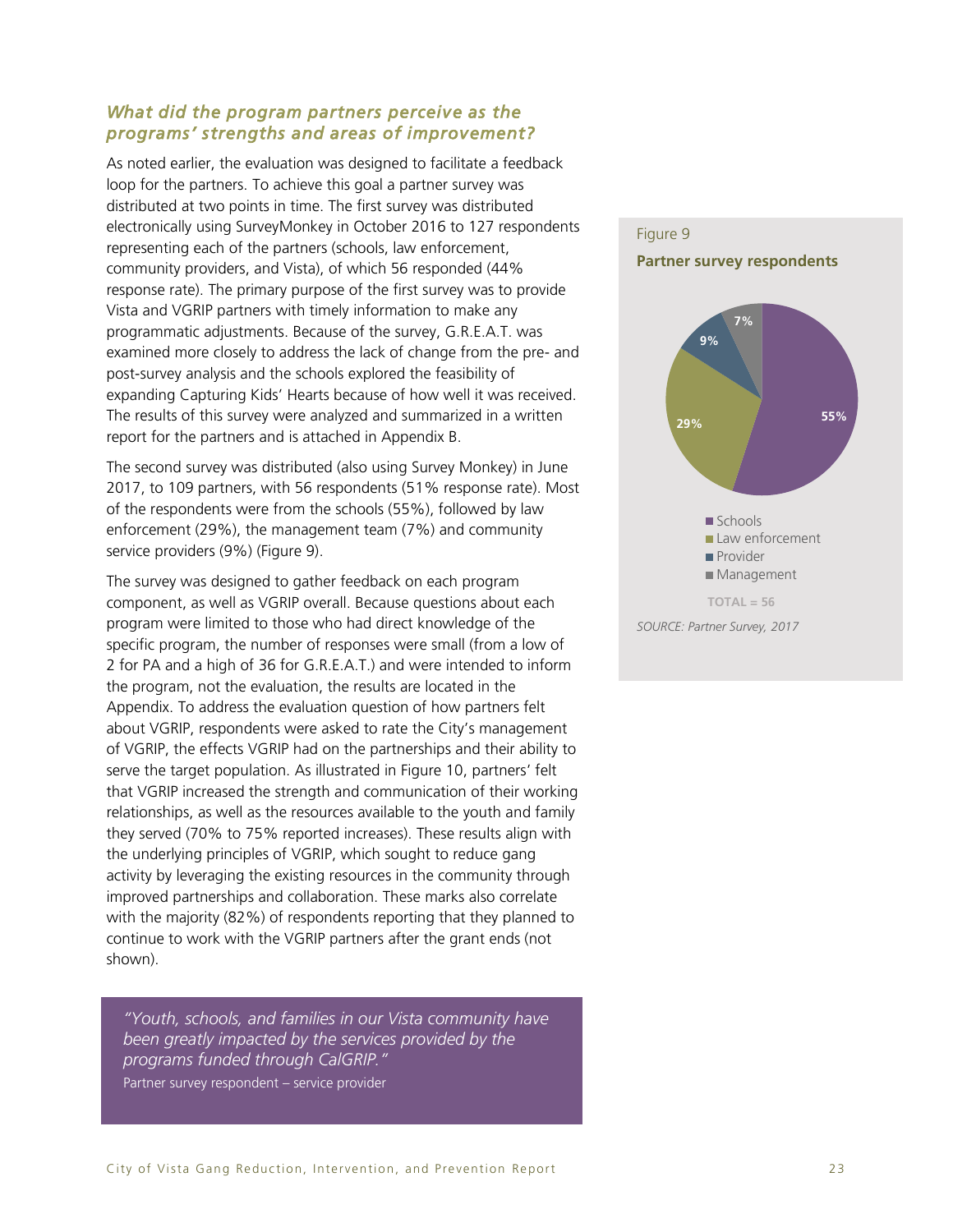### *What did the program partners perceive as the programs' strengths and areas of improvement?*

As noted earlier, the evaluation was designed to facilitate a feedback loop for the partners. To achieve this goal a partner survey was distributed at two points in time. The first survey was distributed electronically using SurveyMonkey in October 2016 to 127 respondents representing each of the partners (schools, law enforcement, community providers, and Vista), of which 56 responded (44% response rate). The primary purpose of the first survey was to provide Vista and VGRIP partners with timely information to make any programmatic adjustments. Because of the survey, G.R.E.A.T. was examined more closely to address the lack of change from the pre- and post-survey analysis and the schools explored the feasibility of expanding Capturing Kids' Hearts because of how well it was received. The results of this survey were analyzed and summarized in a written report for the partners and is attached in Appendix B.

The second survey was distributed (also using Survey Monkey) in June 2017, to 109 partners, with 56 respondents (51% response rate). Most of the respondents were from the schools (55%), followed by law enforcement (29%), the management team (7%) and community service providers (9%) (Figure 9).

Figure 9

**Partner survey respondents**

| Respondent | Percent |
|---|---|
| Schools | 55% |
| Law enforcement | 29% |
| Provider | 9% |
| Management | 7% |

TOTAL = 56

*SOURCE: Partner Survey, 2017*

The survey was designed to gather feedback on each program component, as well as VGRIP overall. Because questions about each program were limited to those who had direct knowledge of the specific program, the number of responses were small (from a low of 2 for PA and a high of 36 for G.R.E.A.T.) and were intended to inform the program, not the evaluation, the results are located in the Appendix. To address the evaluation question of how partners felt about VGRIP, respondents were asked to rate the City's management of VGRIP, the effects VGRIP had on the partnerships and their ability to serve the target population. As illustrated in Figure 10, partners' felt that VGRIP increased the strength and communication of their working relationships, as well as the resources available to the youth and family they served (70% to 75% reported increases). These results align with the underlying principles of VGRIP, which sought to reduce gang activity by leveraging the existing resources in the community through improved partnerships and collaboration. These marks also correlate with the majority (82%) of respondents reporting that they planned to continue to work with the VGRIP partners after the grant ends (not shown).

> *"Youth, schools, and families in our Vista community have been greatly impacted by the services provided by the programs funded through CalGRIP."*
>
> Partner survey respondent – service provider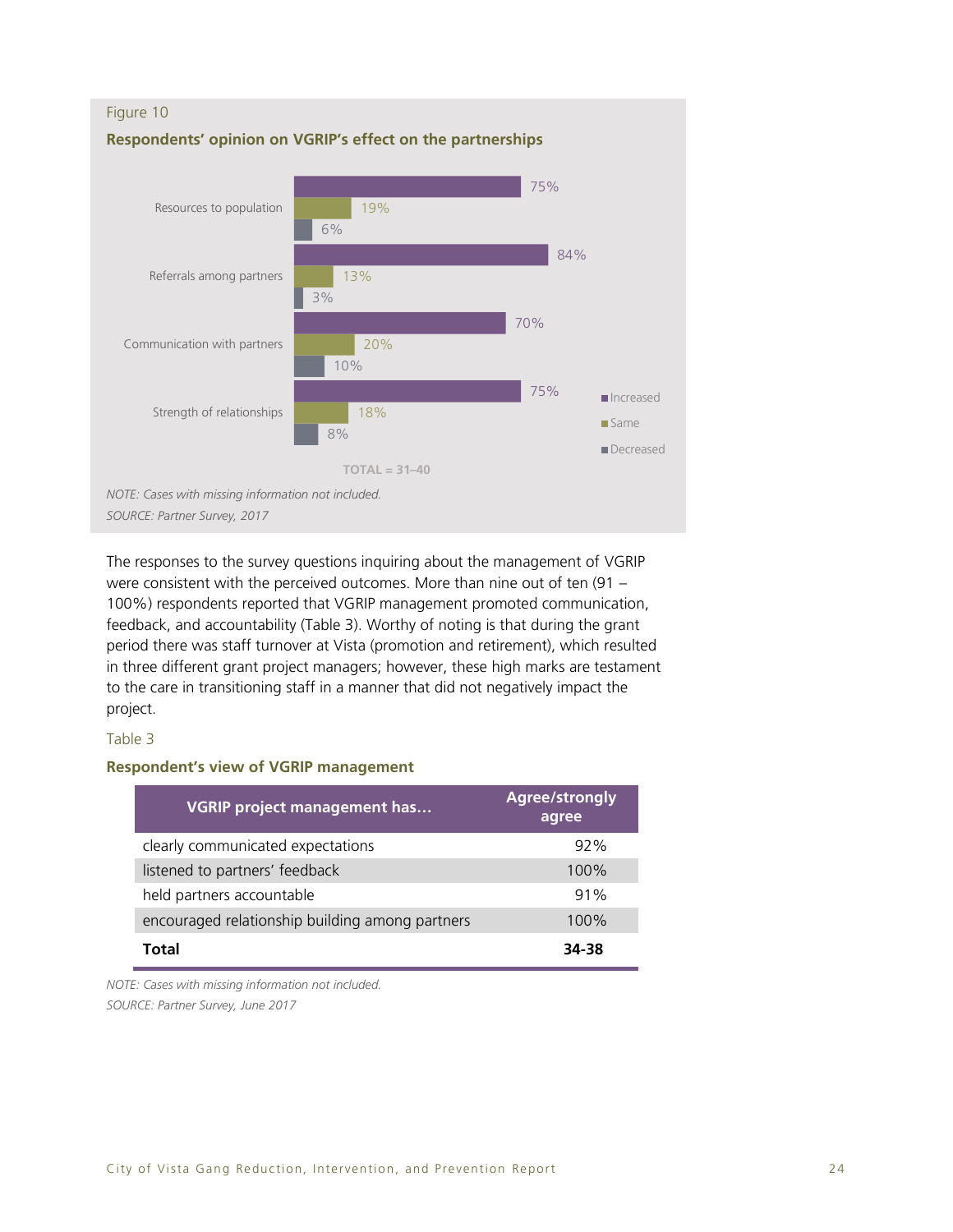Figure 10

**Respondents' opinion on VGRIP's effect on the partnerships**

| | Increased | Same | Decreased |
|---|---|---|---|
| Resources to population | 75% | 19% | 6% |
| Referrals among partners | 84% | 13% | 3% |
| Communication with partners | 70% | 20% | 10% |
| Strength of relationships | 75% | 18% | 8% |

TOTAL = 31–40

*NOTE: Cases with missing information not included.*

*SOURCE: Partner Survey, 2017*

The responses to the survey questions inquiring about the management of VGRIP were consistent with the perceived outcomes. More than nine out of ten (91 – 100%) respondents reported that VGRIP management promoted communication, feedback, and accountability (Table 3). Worthy of noting is that during the grant period there was staff turnover at Vista (promotion and retirement), which resulted in three different grant project managers; however, these high marks are testament to the care in transitioning staff in a manner that did not negatively impact the project.

Table 3

**Respondent's view of VGRIP management**

| VGRIP project management has… | Agree/strongly agree |
|---|---|
| clearly communicated expectations | 92% |
| listened to partners' feedback | 100% |
| held partners accountable | 91% |
| encouraged relationship building among partners | 100% |
| **Total** | **34-38** |

*NOTE: Cases with missing information not included.*

*SOURCE: Partner Survey, June 2017*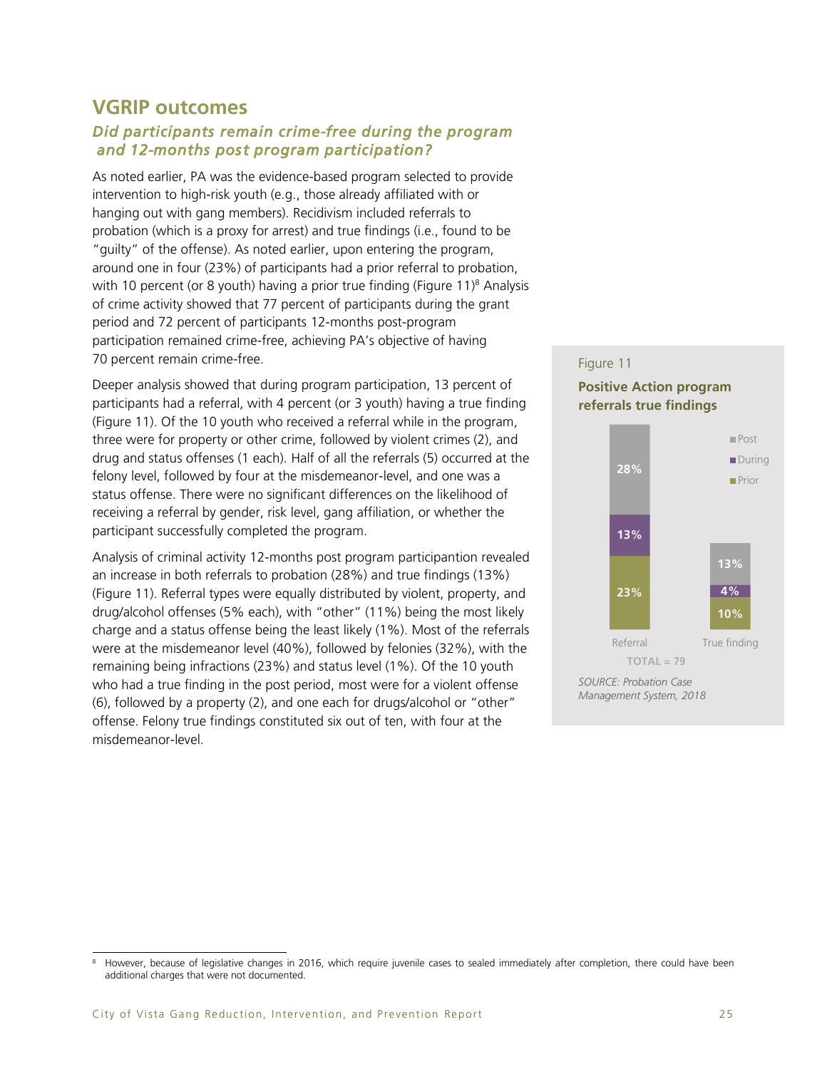## VGRIP outcomes

### *Did participants remain crime-free during the program and 12-months post program participation?*

As noted earlier, PA was the evidence-based program selected to provide intervention to high-risk youth (e.g., those already affiliated with or hanging out with gang members). Recidivism included referrals to probation (which is a proxy for arrest) and true findings (i.e., found to be "guilty" of the offense). As noted earlier, upon entering the program, around one in four (23%) of participants had a prior referral to probation, with 10 percent (or 8 youth) having a prior true finding (Figure 11)[8] Analysis of crime activity showed that 77 percent of participants during the grant period and 72 percent of participants 12-months post-program participation remained crime-free, achieving PA's objective of having 70 percent remain crime-free.

Deeper analysis showed that during program participation, 13 percent of participants had a referral, with 4 percent (or 3 youth) having a true finding (Figure 11). Of the 10 youth who received a referral while in the program, three were for property or other crime, followed by violent crimes (2), and drug and status offenses (1 each). Half of all the referrals (5) occurred at the felony level, followed by four at the misdemeanor-level, and one was a status offense. There were no significant differences on the likelihood of receiving a referral by gender, risk level, gang affiliation, or whether the participant successfully completed the program.

Analysis of criminal activity 12-months post program participantion revealed an increase in both referrals to probation (28%) and true findings (13%) (Figure 11). Referral types were equally distributed by violent, property, and drug/alcohol offenses (5% each), with "other" (11%) being the most likely charge and a status offense being the least likely (1%). Most of the referrals were at the misdemeanor level (40%), followed by felonies (32%), with the remaining being infractions (23%) and status level (1%). Of the 10 youth who had a true finding in the post period, most were for a violent offense (6), followed by a property (2), and one each for drugs/alcohol or "other" offense. Felony true findings constituted six out of ten, with four at the misdemeanor-level.

Figure 11

**Positive Action program referrals true findings**

| | Referral | True finding |
|---|---|---|
| Post | 28% | 13% |
| During | 13% | 4% |
| Prior | 23% | 10% |

TOTAL = 79

*SOURCE: Probation Case Management System, 2018*

---

[8] However, because of legislative changes in 2016, which require juvenile cases to sealed immediately after completion, there could have been additional charges that were not documented.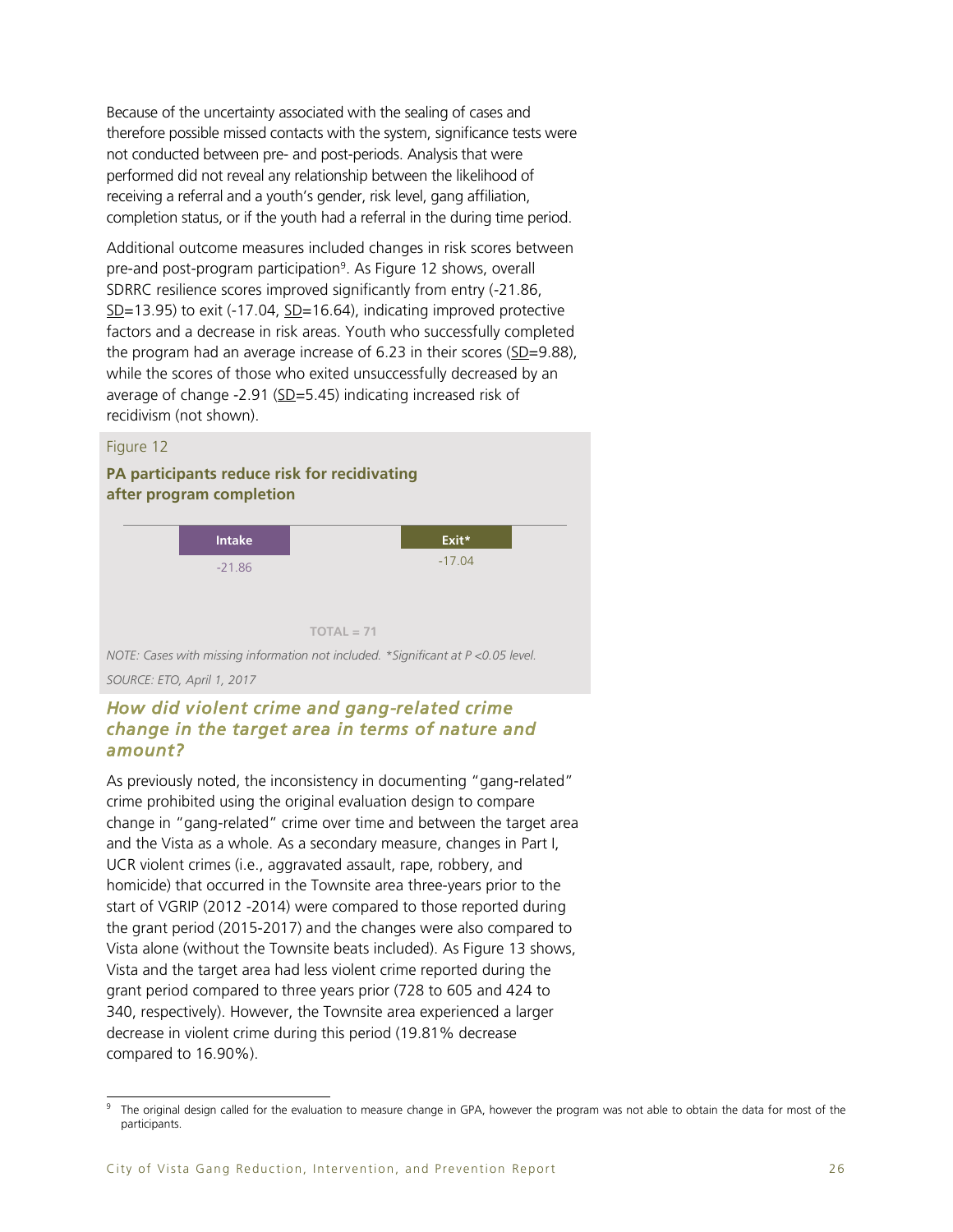Because of the uncertainty associated with the sealing of cases and therefore possible missed contacts with the system, significance tests were not conducted between pre- and post-periods. Analysis that were performed did not reveal any relationship between the likelihood of receiving a referral and a youth's gender, risk level, gang affiliation, completion status, or if the youth had a referral in the during time period.

Additional outcome measures included changes in risk scores between pre-and post-program participation[9]. As Figure 12 shows, overall SDRRC resilience scores improved significantly from entry (-21.86, SD=13.95) to exit (-17.04, SD=16.64), indicating improved protective factors and a decrease in risk areas. Youth who successfully completed the program had an average increase of 6.23 in their scores (SD=9.88), while the scores of those who exited unsuccessfully decreased by an average of change -2.91 (SD=5.45) indicating increased risk of recidivism (not shown).

Figure 12

**PA participants reduce risk for recidivating after program completion**

| Intake | Exit* |
|---|---|
| -21.86 | -17.04 |

TOTAL = 71

*NOTE: Cases with missing information not included. *Significant at P <0.05 level.*

*SOURCE: ETO, April 1, 2017*

### *How did violent crime and gang-related crime change in the target area in terms of nature and amount?*

As previously noted, the inconsistency in documenting "gang-related" crime prohibited using the original evaluation design to compare change in "gang-related" crime over time and between the target area and the Vista as a whole. As a secondary measure, changes in Part I, UCR violent crimes (i.e., aggravated assault, rape, robbery, and homicide) that occurred in the Townsite area three-years prior to the start of VGRIP (2012 -2014) were compared to those reported during the grant period (2015-2017) and the changes were also compared to Vista alone (without the Townsite beats included). As Figure 13 shows, Vista and the target area had less violent crime reported during the grant period compared to three years prior (728 to 605 and 424 to 340, respectively). However, the Townsite area experienced a larger decrease in violent crime during this period (19.81% decrease compared to 16.90%).

[9] The original design called for the evaluation to measure change in GPA, however the program was not able to obtain the data for most of the participants.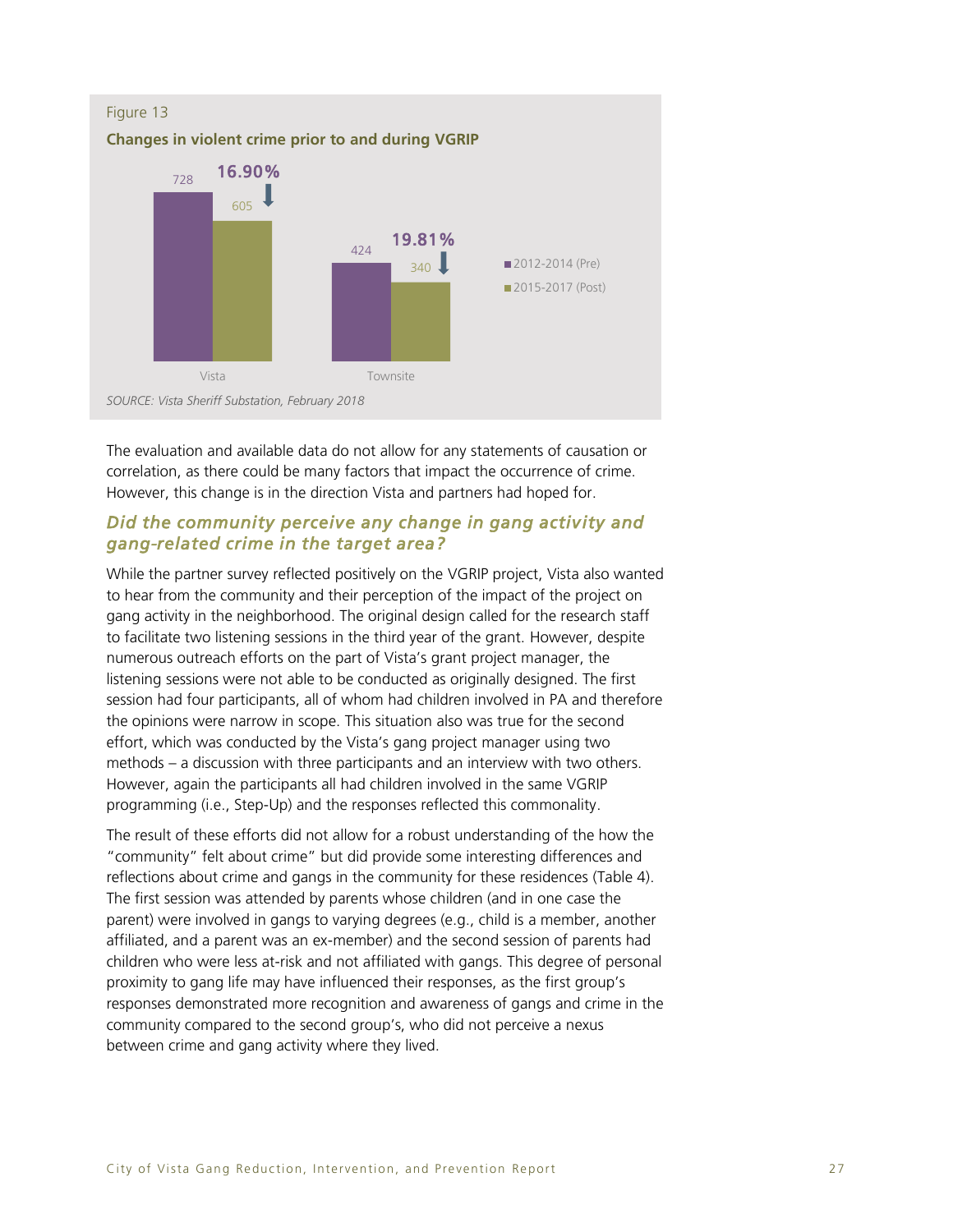Figure 13

**Changes in violent crime prior to and during VGRIP**

| | 2012-2014 (Pre) | 2015-2017 (Post) | Change |
|---|---|---|---|
| Vista | 728 | 605 | 16.90% ↓ |
| Townsite | 424 | 340 | 19.81% ↓ |

*SOURCE: Vista Sheriff Substation, February 2018*

The evaluation and available data do not allow for any statements of causation or correlation, as there could be many factors that impact the occurrence of crime. However, this change is in the direction Vista and partners had hoped for.

## *Did the community perceive any change in gang activity and gang-related crime in the target area?*

While the partner survey reflected positively on the VGRIP project, Vista also wanted to hear from the community and their perception of the impact of the project on gang activity in the neighborhood. The original design called for the research staff to facilitate two listening sessions in the third year of the grant. However, despite numerous outreach efforts on the part of Vista's grant project manager, the listening sessions were not able to be conducted as originally designed. The first session had four participants, all of whom had children involved in PA and therefore the opinions were narrow in scope. This situation also was true for the second effort, which was conducted by the Vista's gang project manager using two methods – a discussion with three participants and an interview with two others. However, again the participants all had children involved in the same VGRIP programming (i.e., Step-Up) and the responses reflected this commonality.

The result of these efforts did not allow for a robust understanding of the how the "community" felt about crime" but did provide some interesting differences and reflections about crime and gangs in the community for these residences (Table 4). The first session was attended by parents whose children (and in one case the parent) were involved in gangs to varying degrees (e.g., child is a member, another affiliated, and a parent was an ex-member) and the second session of parents had children who were less at-risk and not affiliated with gangs. This degree of personal proximity to gang life may have influenced their responses, as the first group's responses demonstrated more recognition and awareness of gangs and crime in the community compared to the second group's, who did not perceive a nexus between crime and gang activity where they lived.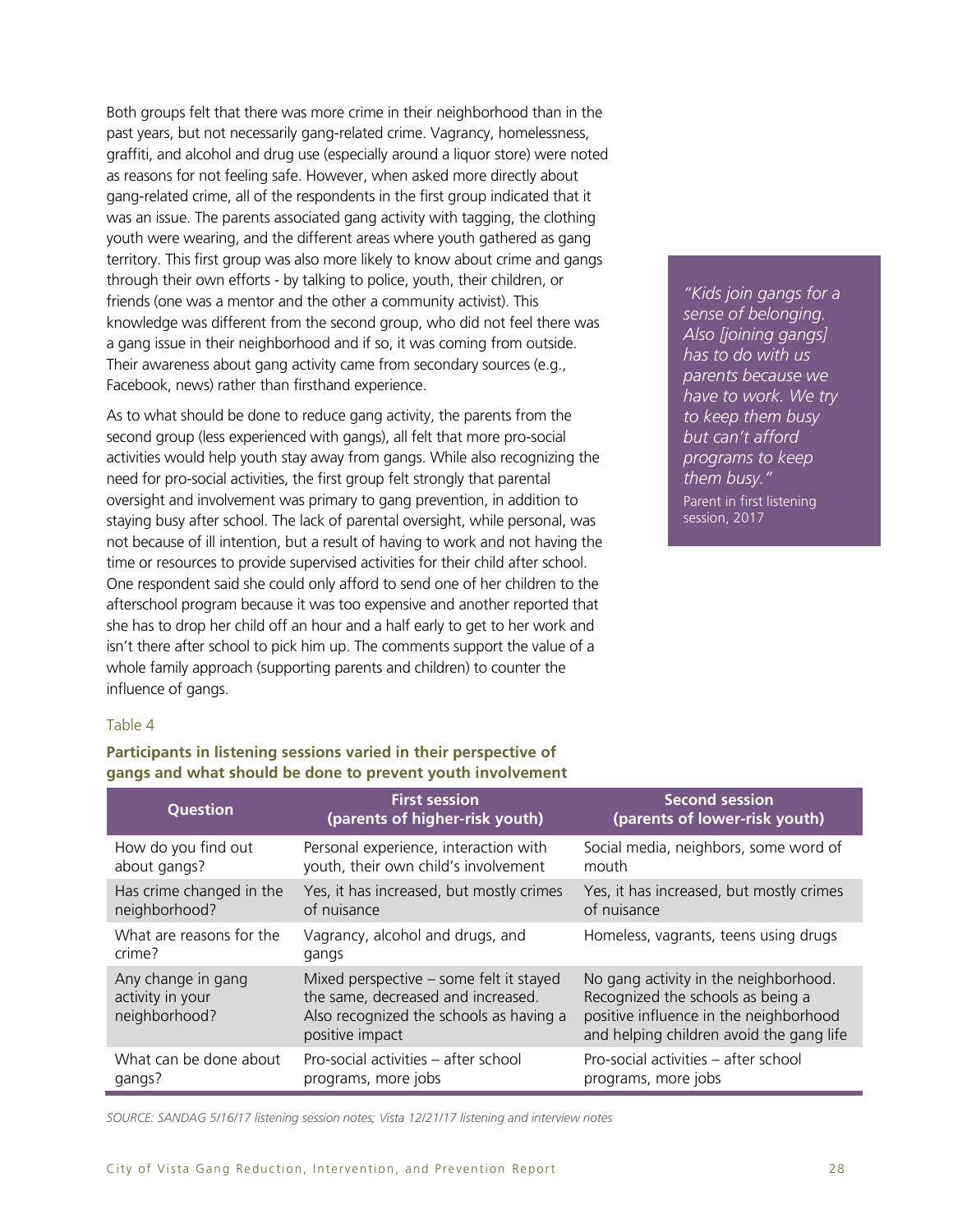Both groups felt that there was more crime in their neighborhood than in the past years, but not necessarily gang-related crime. Vagrancy, homelessness, graffiti, and alcohol and drug use (especially around a liquor store) were noted as reasons for not feeling safe. However, when asked more directly about gang-related crime, all of the respondents in the first group indicated that it was an issue. The parents associated gang activity with tagging, the clothing youth were wearing, and the different areas where youth gathered as gang territory. This first group was also more likely to know about crime and gangs through their own efforts - by talking to police, youth, their children, or friends (one was a mentor and the other a community activist). This knowledge was different from the second group, who did not feel there was a gang issue in their neighborhood and if so, it was coming from outside. Their awareness about gang activity came from secondary sources (e.g., Facebook, news) rather than firsthand experience.

As to what should be done to reduce gang activity, the parents from the second group (less experienced with gangs), all felt that more pro-social activities would help youth stay away from gangs. While also recognizing the need for pro-social activities, the first group felt strongly that parental oversight and involvement was primary to gang prevention, in addition to staying busy after school. The lack of parental oversight, while personal, was not because of ill intention, but a result of having to work and not having the time or resources to provide supervised activities for their child after school. One respondent said she could only afford to send one of her children to the afterschool program because it was too expensive and another reported that she has to drop her child off an hour and a half early to get to her work and isn't there after school to pick him up. The comments support the value of a whole family approach (supporting parents and children) to counter the influence of gangs.

> *"Kids join gangs for a sense of belonging. Also [joining gangs] has to do with us parents because we have to work. We try to keep them busy but can't afford programs to keep them busy."*
>
> Parent in first listening session, 2017

Table 4

**Participants in listening sessions varied in their perspective of gangs and what should be done to prevent youth involvement**

| Question | First session (parents of higher-risk youth) | Second session (parents of lower-risk youth) |
|---|---|---|
| How do you find out about gangs? | Personal experience, interaction with youth, their own child's involvement | Social media, neighbors, some word of mouth |
| Has crime changed in the neighborhood? | Yes, it has increased, but mostly crimes of nuisance | Yes, it has increased, but mostly crimes of nuisance |
| What are reasons for the crime? | Vagrancy, alcohol and drugs, and gangs | Homeless, vagrants, teens using drugs |
| Any change in gang activity in your neighborhood? | Mixed perspective – some felt it stayed the same, decreased and increased. Also recognized the schools as having a positive impact | No gang activity in the neighborhood. Recognized the schools as being a positive influence in the neighborhood and helping children avoid the gang life |
| What can be done about gangs? | Pro-social activities – after school programs, more jobs | Pro-social activities – after school programs, more jobs |

*SOURCE: SANDAG 5/16/17 listening session notes; Vista 12/21/17 listening and interview notes*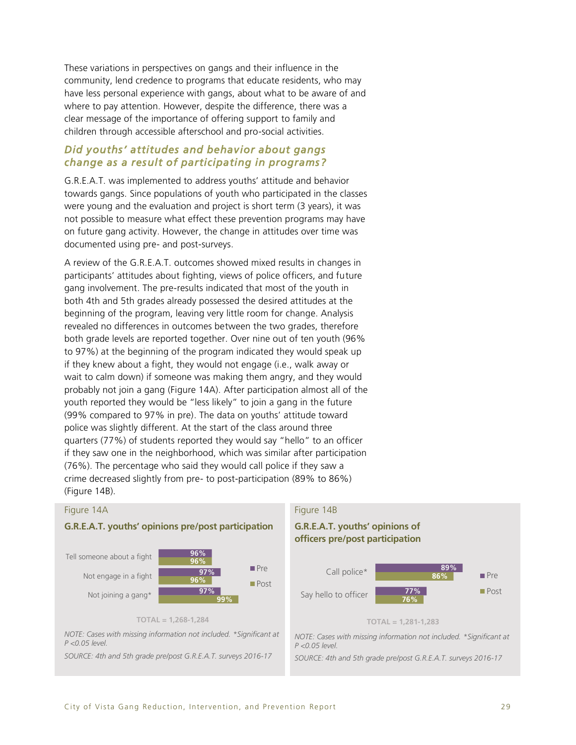These variations in perspectives on gangs and their influence in the community, lend credence to programs that educate residents, who may have less personal experience with gangs, about what to be aware of and where to pay attention. However, despite the difference, there was a clear message of the importance of offering support to family and children through accessible afterschool and pro-social activities.

### *Did youths' attitudes and behavior about gangs change as a result of participating in programs?*

G.R.E.A.T. was implemented to address youths' attitude and behavior towards gangs. Since populations of youth who participated in the classes were young and the evaluation and project is short term (3 years), it was not possible to measure what effect these prevention programs may have on future gang activity. However, the change in attitudes over time was documented using pre- and post-surveys.

A review of the G.R.E.A.T. outcomes showed mixed results in changes in participants' attitudes about fighting, views of police officers, and future gang involvement. The pre-results indicated that most of the youth in both 4th and 5th grades already possessed the desired attitudes at the beginning of the program, leaving very little room for change. Analysis revealed no differences in outcomes between the two grades, therefore both grade levels are reported together. Over nine out of ten youth (96% to 97%) at the beginning of the program indicated they would speak up if they knew about a fight, they would not engage (i.e., walk away or wait to calm down) if someone was making them angry, and they would probably not join a gang (Figure 14A). After participation almost all of the youth reported they would be "less likely" to join a gang in the future (99% compared to 97% in pre). The data on youths' attitude toward police was slightly different. At the start of the class around three quarters (77%) of students reported they would say "hello" to an officer if they saw one in the neighborhood, which was similar after participation (76%). The percentage who said they would call police if they saw a crime decreased slightly from pre- to post-participation (89% to 86%) (Figure 14B).

Figure 14A

**G.R.E.A.T. youths' opinions pre/post participation**

| | Pre | Post |
|---|---|---|
| Tell someone about a fight | 96% | 96% |
| Not engage in a fight | 97% | 96% |
| Not joining a gang* | 97% | 99% |

TOTAL = 1,268-1,284

*NOTE: Cases with missing information not included. *Significant at P <0.05 level.*

*SOURCE: 4th and 5th grade pre/post G.R.E.A.T. surveys 2016-17*

Figure 14B

**G.R.E.A.T. youths' opinions of officers pre/post participation**

| | Pre | Post |
|---|---|---|
| Call police* | 89% | 86% |
| Say hello to officer | 77% | 76% |

TOTAL = 1,281-1,283

*NOTE: Cases with missing information not included. *Significant at P <0.05 level.*

*SOURCE: 4th and 5th grade pre/post G.R.E.A.T. surveys 2016-17*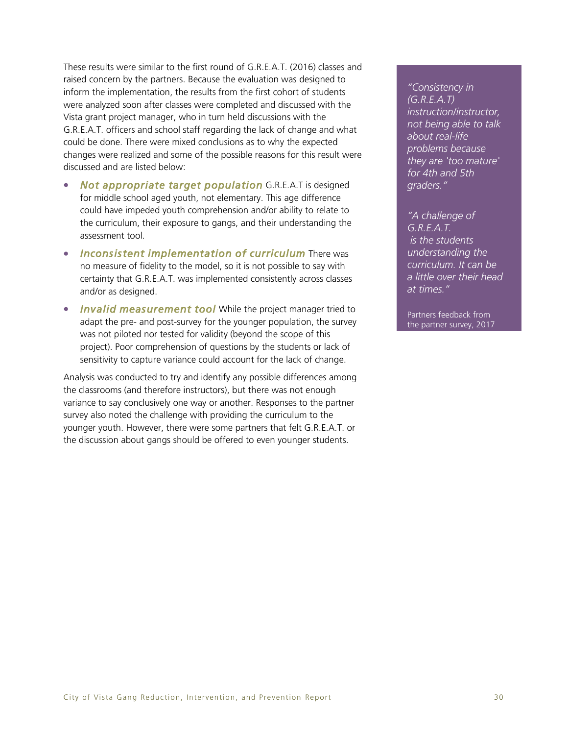These results were similar to the first round of G.R.E.A.T. (2016) classes and raised concern by the partners. Because the evaluation was designed to inform the implementation, the results from the first cohort of students were analyzed soon after classes were completed and discussed with the Vista grant project manager, who in turn held discussions with the G.R.E.A.T. officers and school staff regarding the lack of change and what could be done. There were mixed conclusions as to why the expected changes were realized and some of the possible reasons for this result were discussed and are listed below:

- ***Not appropriate target population*** G.R.E.A.T is designed for middle school aged youth, not elementary. This age difference could have impeded youth comprehension and/or ability to relate to the curriculum, their exposure to gangs, and their understanding the assessment tool.
- ***Inconsistent implementation of curriculum*** There was no measure of fidelity to the model, so it is not possible to say with certainty that G.R.E.A.T. was implemented consistently across classes and/or as designed.
- ***Invalid measurement tool*** While the project manager tried to adapt the pre- and post-survey for the younger population, the survey was not piloted nor tested for validity (beyond the scope of this project). Poor comprehension of questions by the students or lack of sensitivity to capture variance could account for the lack of change.

Analysis was conducted to try and identify any possible differences among the classrooms (and therefore instructors), but there was not enough variance to say conclusively one way or another. Responses to the partner survey also noted the challenge with providing the curriculum to the younger youth. However, there were some partners that felt G.R.E.A.T. or the discussion about gangs should be offered to even younger students.

*"Consistency in (G.R.E.A.T) instruction/instructor, not being able to talk about real-life problems because they are 'too mature' for 4th and 5th graders."*

*"A challenge of G.R.E.A.T. is the students understanding the curriculum. It can be a little over their head at times."*

Partners feedback from the partner survey, 2017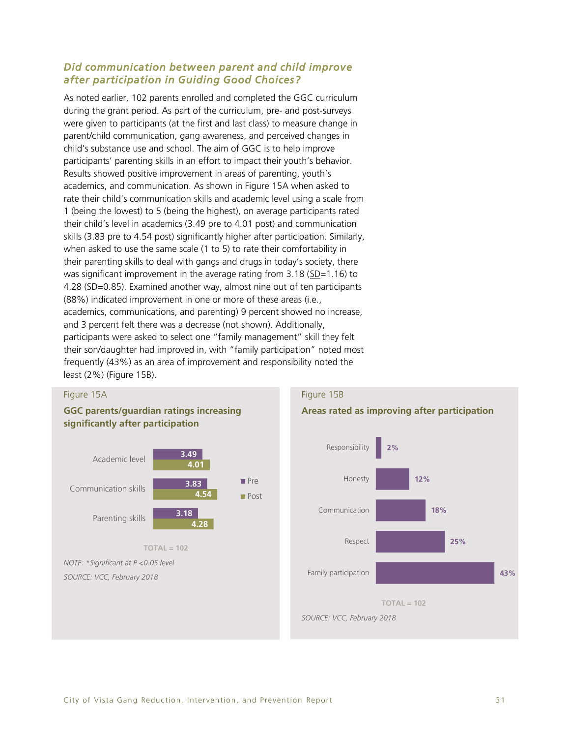### *Did communication between parent and child improve after participation in Guiding Good Choices?*

As noted earlier, 102 parents enrolled and completed the GGC curriculum during the grant period. As part of the curriculum, pre- and post-surveys were given to participants (at the first and last class) to measure change in parent/child communication, gang awareness, and perceived changes in child's substance use and school. The aim of GGC is to help improve participants' parenting skills in an effort to impact their youth's behavior. Results showed positive improvement in areas of parenting, youth's academics, and communication. As shown in Figure 15A when asked to rate their child's communication skills and academic level using a scale from 1 (being the lowest) to 5 (being the highest), on average participants rated their child's level in academics (3.49 pre to 4.01 post) and communication skills (3.83 pre to 4.54 post) significantly higher after participation. Similarly, when asked to use the same scale (1 to 5) to rate their comfortability in their parenting skills to deal with gangs and drugs in today's society, there was significant improvement in the average rating from 3.18 (SD=1.16) to 4.28 (SD=0.85). Examined another way, almost nine out of ten participants (88%) indicated improvement in one or more of these areas (i.e., academics, communications, and parenting) 9 percent showed no increase, and 3 percent felt there was a decrease (not shown). Additionally, participants were asked to select one "family management" skill they felt their son/daughter had improved in, with "family participation" noted most frequently (43%) as an area of improvement and responsibility noted the least (2%) (Figure 15B).

Figure 15A

**GGC parents/guardian ratings increasing significantly after participation**

| | Pre | Post |
|---|---|---|
| Academic level | 3.49 | 4.01 |
| Communication skills | 3.83 | 4.54 |
| Parenting skills | 3.18 | 4.28 |

TOTAL = 102

*NOTE: \*Significant at P <0.05 level*

*SOURCE: VCC, February 2018*

Figure 15B

**Areas rated as improving after participation**

| Area | Percent |
|---|---|
| Responsibility | 2% |
| Honesty | 12% |
| Communication | 18% |
| Respect | 25% |
| Family participation | 43% |

TOTAL = 102

*SOURCE: VCC, February 2018*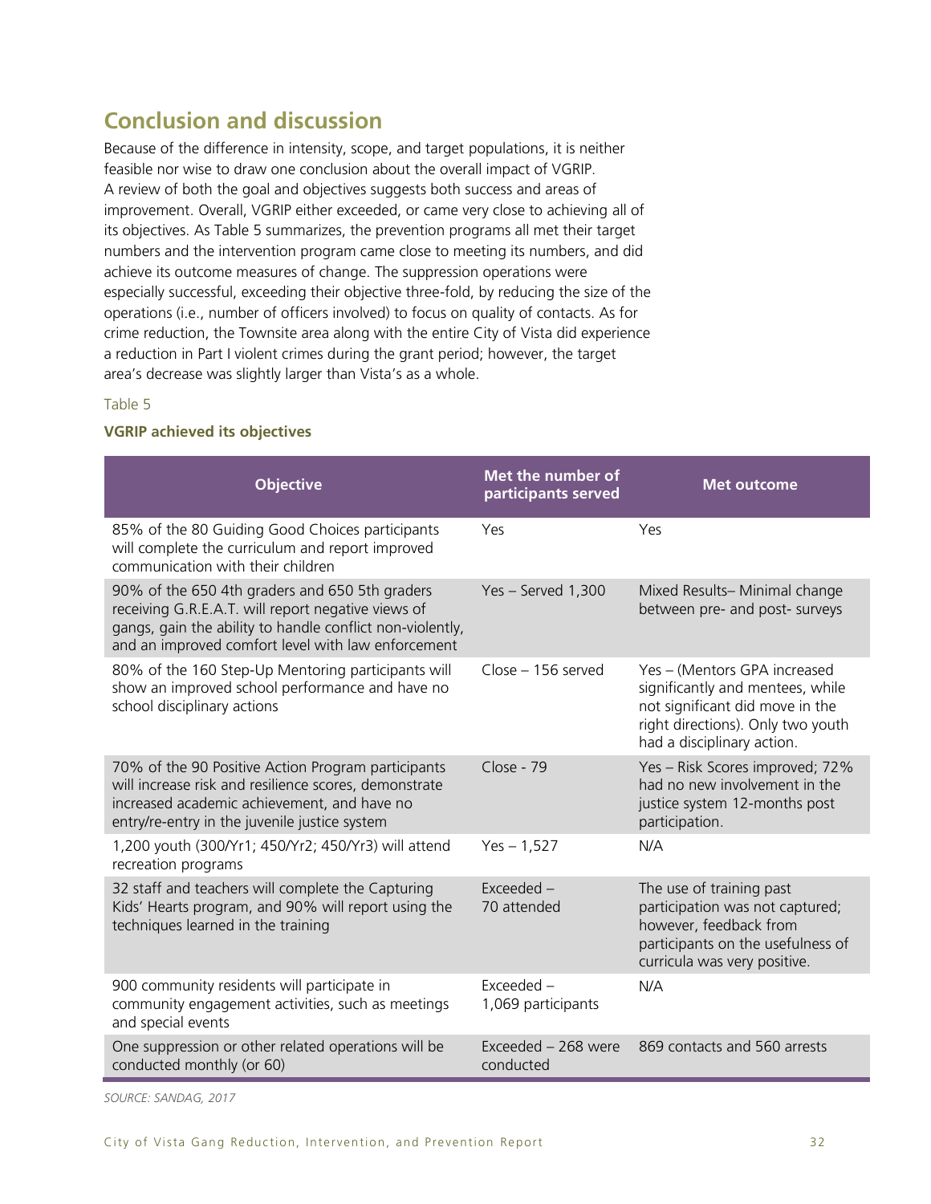## Conclusion and discussion

Because of the difference in intensity, scope, and target populations, it is neither feasible nor wise to draw one conclusion about the overall impact of VGRIP. A review of both the goal and objectives suggests both success and areas of improvement. Overall, VGRIP either exceeded, or came very close to achieving all of its objectives. As Table 5 summarizes, the prevention programs all met their target numbers and the intervention program came close to meeting its numbers, and did achieve its outcome measures of change. The suppression operations were especially successful, exceeding their objective three-fold, by reducing the size of the operations (i.e., number of officers involved) to focus on quality of contacts. As for crime reduction, the Townsite area along with the entire City of Vista did experience a reduction in Part I violent crimes during the grant period; however, the target area's decrease was slightly larger than Vista's as a whole.

Table 5

**VGRIP achieved its objectives**

| Objective | Met the number of participants served | Met outcome |
|---|---|---|
| 85% of the 80 Guiding Good Choices participants will complete the curriculum and report improved communication with their children | Yes | Yes |
| 90% of the 650 4th graders and 650 5th graders receiving G.R.E.A.T. will report negative views of gangs, gain the ability to handle conflict non-violently, and an improved comfort level with law enforcement | Yes – Served 1,300 | Mixed Results– Minimal change between pre- and post- surveys |
| 80% of the 160 Step-Up Mentoring participants will show an improved school performance and have no school disciplinary actions | Close – 156 served | Yes – (Mentors GPA increased significantly and mentees, while not significant did move in the right directions). Only two youth had a disciplinary action. |
| 70% of the 90 Positive Action Program participants will increase risk and resilience scores, demonstrate increased academic achievement, and have no entry/re-entry in the juvenile justice system | Close - 79 | Yes – Risk Scores improved; 72% had no new involvement in the justice system 12-months post participation. |
| 1,200 youth (300/Yr1; 450/Yr2; 450/Yr3) will attend recreation programs | Yes – 1,527 | N/A |
| 32 staff and teachers will complete the Capturing Kids' Hearts program, and 90% will report using the techniques learned in the training | Exceeded – 70 attended | The use of training past participation was not captured; however, feedback from participants on the usefulness of curricula was very positive. |
| 900 community residents will participate in community engagement activities, such as meetings and special events | Exceeded – 1,069 participants | N/A |
| One suppression or other related operations will be conducted monthly (or 60) | Exceeded – 268 were conducted | 869 contacts and 560 arrests |

*SOURCE: SANDAG, 2017*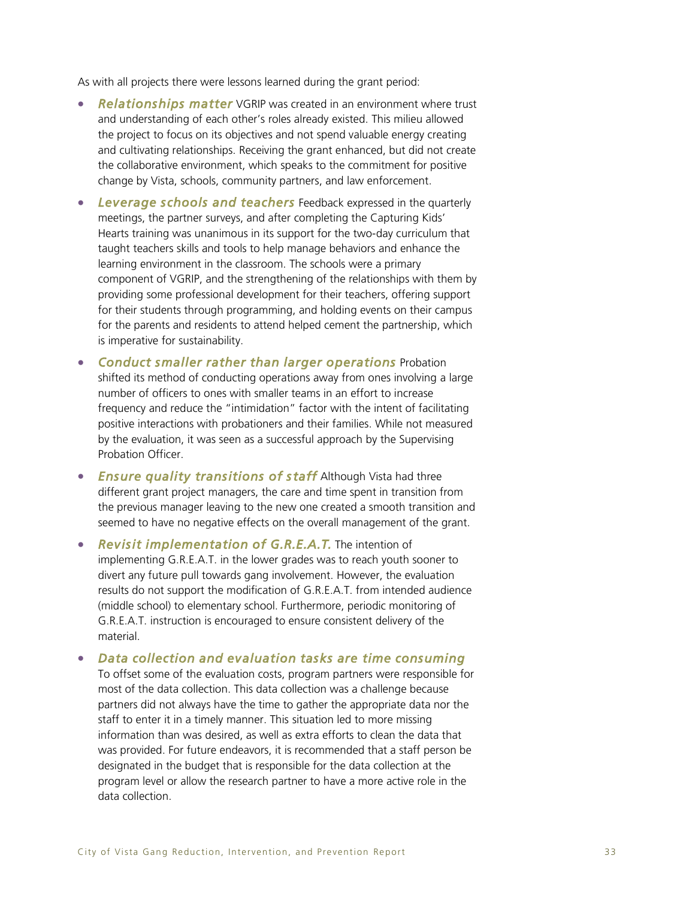As with all projects there were lessons learned during the grant period:

- ***Relationships matter*** VGRIP was created in an environment where trust and understanding of each other's roles already existed. This milieu allowed the project to focus on its objectives and not spend valuable energy creating and cultivating relationships. Receiving the grant enhanced, but did not create the collaborative environment, which speaks to the commitment for positive change by Vista, schools, community partners, and law enforcement.
- ***Leverage schools and teachers*** Feedback expressed in the quarterly meetings, the partner surveys, and after completing the Capturing Kids' Hearts training was unanimous in its support for the two-day curriculum that taught teachers skills and tools to help manage behaviors and enhance the learning environment in the classroom. The schools were a primary component of VGRIP, and the strengthening of the relationships with them by providing some professional development for their teachers, offering support for their students through programming, and holding events on their campus for the parents and residents to attend helped cement the partnership, which is imperative for sustainability.
- ***Conduct smaller rather than larger operations*** Probation shifted its method of conducting operations away from ones involving a large number of officers to ones with smaller teams in an effort to increase frequency and reduce the "intimidation" factor with the intent of facilitating positive interactions with probationers and their families. While not measured by the evaluation, it was seen as a successful approach by the Supervising Probation Officer.
- ***Ensure quality transitions of staff*** Although Vista had three different grant project managers, the care and time spent in transition from the previous manager leaving to the new one created a smooth transition and seemed to have no negative effects on the overall management of the grant.
- ***Revisit implementation of G.R.E.A.T.*** The intention of implementing G.R.E.A.T. in the lower grades was to reach youth sooner to divert any future pull towards gang involvement. However, the evaluation results do not support the modification of G.R.E.A.T. from intended audience (middle school) to elementary school. Furthermore, periodic monitoring of G.R.E.A.T. instruction is encouraged to ensure consistent delivery of the material.
- ***Data collection and evaluation tasks are time consuming*** To offset some of the evaluation costs, program partners were responsible for most of the data collection. This data collection was a challenge because partners did not always have the time to gather the appropriate data nor the staff to enter it in a timely manner. This situation led to more missing information than was desired, as well as extra efforts to clean the data that was provided. For future endeavors, it is recommended that a staff person be designated in the budget that is responsible for the data collection at the program level or allow the research partner to have a more active role in the data collection.